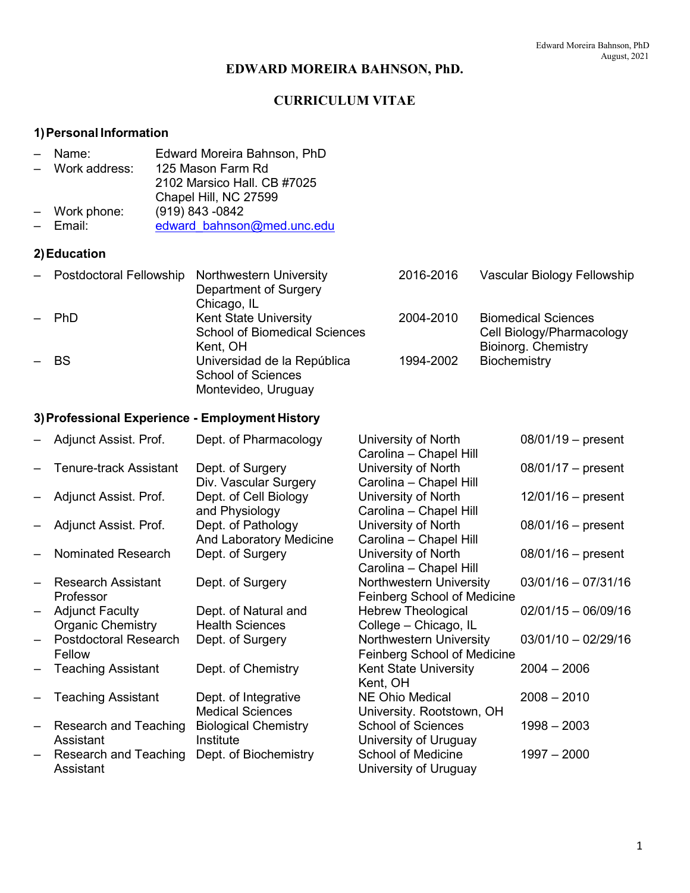# EDWARD MOREIRA BAHNSON, PhD.

## CURRICULUM VITAE

### 1) Personal Information

- Name: Edward Moreira Bahnson, PhD
- Work address: 125 Mason Farm Rd
  2102 Marsico Hall. CB #7025
  Chapel Hill, NC 27599
- Work phone: (919) 843 -0842
- Email: edward_bahnson@med.unc.edu

### 2) Education

| Degree | Institution | Years | Field |
|---|---|---|---|
| Postdoctoral Fellowship | Northwestern University, Department of Surgery, Chicago, IL | 2016-2016 | Vascular Biology Fellowship |
| PhD | Kent State University, School of Biomedical Sciences, Kent, OH | 2004-2010 | Biomedical Sciences, Cell Biology/Pharmacology, Bioinorg. Chemistry |
| BS | Universidad de la República, School of Sciences, Montevideo, Uruguay | 1994-2002 | Biochemistry |

### 3) Professional Experience - Employment History

| Position | Department | Institution | Dates |
|---|---|---|---|
| Adjunct Assist. Prof. | Dept. of Pharmacology | University of North Carolina – Chapel Hill | 08/01/19 – present |
| Tenure-track Assistant | Dept. of Surgery, Div. Vascular Surgery | University of North Carolina – Chapel Hill | 08/01/17 – present |
| Adjunct Assist. Prof. | Dept. of Cell Biology and Physiology | University of North Carolina – Chapel Hill | 12/01/16 – present |
| Adjunct Assist. Prof. | Dept. of Pathology And Laboratory Medicine | University of North Carolina – Chapel Hill | 08/01/16 – present |
| Nominated Research | Dept. of Surgery | University of North Carolina – Chapel Hill | 08/01/16 – present |
| Research Assistant Professor | Dept. of Surgery | Northwestern University Feinberg School of Medicine | 03/01/16 – 07/31/16 |
| Adjunct Faculty Organic Chemistry | Dept. of Natural and Health Sciences | Hebrew Theological College – Chicago, IL | 02/01/15 – 06/09/16 |
| Postdoctoral Research Fellow | Dept. of Surgery | Northwestern University Feinberg School of Medicine | 03/01/10 – 02/29/16 |
| Teaching Assistant | Dept. of Chemistry | Kent State University Kent, OH | 2004 – 2006 |
| Teaching Assistant | Dept. of Integrative Medical Sciences | NE Ohio Medical University. Rootstown, OH | 2008 – 2010 |
| Research and Teaching Assistant | Biological Chemistry Institute | School of Sciences University of Uruguay | 1998 – 2003 |
| Research and Teaching Assistant | Dept. of Biochemistry | School of Medicine University of Uruguay | 1997 – 2000 |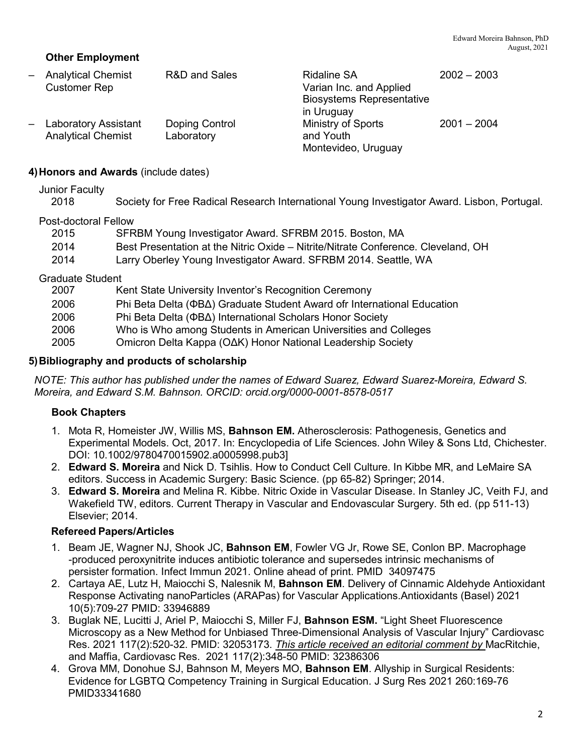### Other Employment

| | | | |
|---|---|---|---|
| – Analytical Chemist Customer Rep | R&D and Sales | Ridaline SA Varian Inc. and Applied Biosystems Representative in Uruguay | 2002 – 2003 |
| – Laboratory Assistant Analytical Chemist | Doping Control Laboratory | Ministry of Sports and Youth Montevideo, Uruguay | 2001 – 2004 |

### 4) Honors and Awards (include dates)

Junior Faculty

- 2018 Society for Free Radical Research International Young Investigator Award. Lisbon, Portugal.

Post-doctoral Fellow

- 2015 SFRBM Young Investigator Award. SFRBM 2015. Boston, MA
- 2014 Best Presentation at the Nitric Oxide – Nitrite/Nitrate Conference. Cleveland, OH
- 2014 Larry Oberley Young Investigator Award. SFRBM 2014. Seattle, WA

Graduate Student

- 2007 Kent State University Inventor's Recognition Ceremony
- 2006 Phi Beta Delta (ΦΒΔ) Graduate Student Award ofr International Education
- 2006 Phi Beta Delta (ΦΒΔ) International Scholars Honor Society
- 2006 Who is Who among Students in American Universities and Colleges
- 2005 Omicron Delta Kappa (ΟΔΚ) Honor National Leadership Society

### 5) Bibliography and products of scholarship

*NOTE: This author has published under the names of Edward Suarez, Edward Suarez-Moreira, Edward S. Moreira, and Edward S.M. Bahnson. ORCID: orcid.org/0000-0001-8578-0517*

#### Book Chapters

1. Mota R, Homeister JW, Willis MS, **Bahnson EM.** Atherosclerosis: Pathogenesis, Genetics and Experimental Models. Oct, 2017. In: Encyclopedia of Life Sciences. John Wiley & Sons Ltd, Chichester. DOI: 10.1002/9780470015902.a0005998.pub3]
2. **Edward S. Moreira** and Nick D. Tsihlis. How to Conduct Cell Culture. In Kibbe MR, and LeMaire SA editors. Success in Academic Surgery: Basic Science. (pp 65-82) Springer; 2014.
3. **Edward S. Moreira** and Melina R. Kibbe. Nitric Oxide in Vascular Disease. In Stanley JC, Veith FJ, and Wakefield TW, editors. Current Therapy in Vascular and Endovascular Surgery. 5th ed. (pp 511-13) Elsevier; 2014.

#### Refereed Papers/Articles

1. Beam JE, Wagner NJ, Shook JC, **Bahnson EM**, Fowler VG Jr, Rowe SE, Conlon BP. Macrophage -produced peroxynitrite induces antibiotic tolerance and supersedes intrinsic mechanisms of persister formation. Infect Immun 2021. Online ahead of print. PMID 34097475
2. Cartaya AE, Lutz H, Maiocchi S, Nalesnik M, **Bahnson EM**. Delivery of Cinnamic Aldehyde Antioxidant Response Activating nanoParticles (ARAPas) for Vascular Applications.Antioxidants (Basel) 2021 10(5):709-27 PMID: 33946889
3. Buglak NE, Lucitti J, Ariel P, Maiocchi S, Miller FJ, **Bahnson ESM.** "Light Sheet Fluorescence Microscopy as a New Method for Unbiased Three-Dimensional Analysis of Vascular Injury" Cardiovasc Res. 2021 117(2):520-32. PMID: 32053173. *This article received an editorial comment by* MacRitchie, and Maffia, Cardiovasc Res. 2021 117(2):348-50 PMID: 32386306
4. Grova MM, Donohue SJ, Bahnson M, Meyers MO, **Bahnson EM**. Allyship in Surgical Residents: Evidence for LGBTQ Competency Training in Surgical Education. J Surg Res 2021 260:169-76 PMID33341680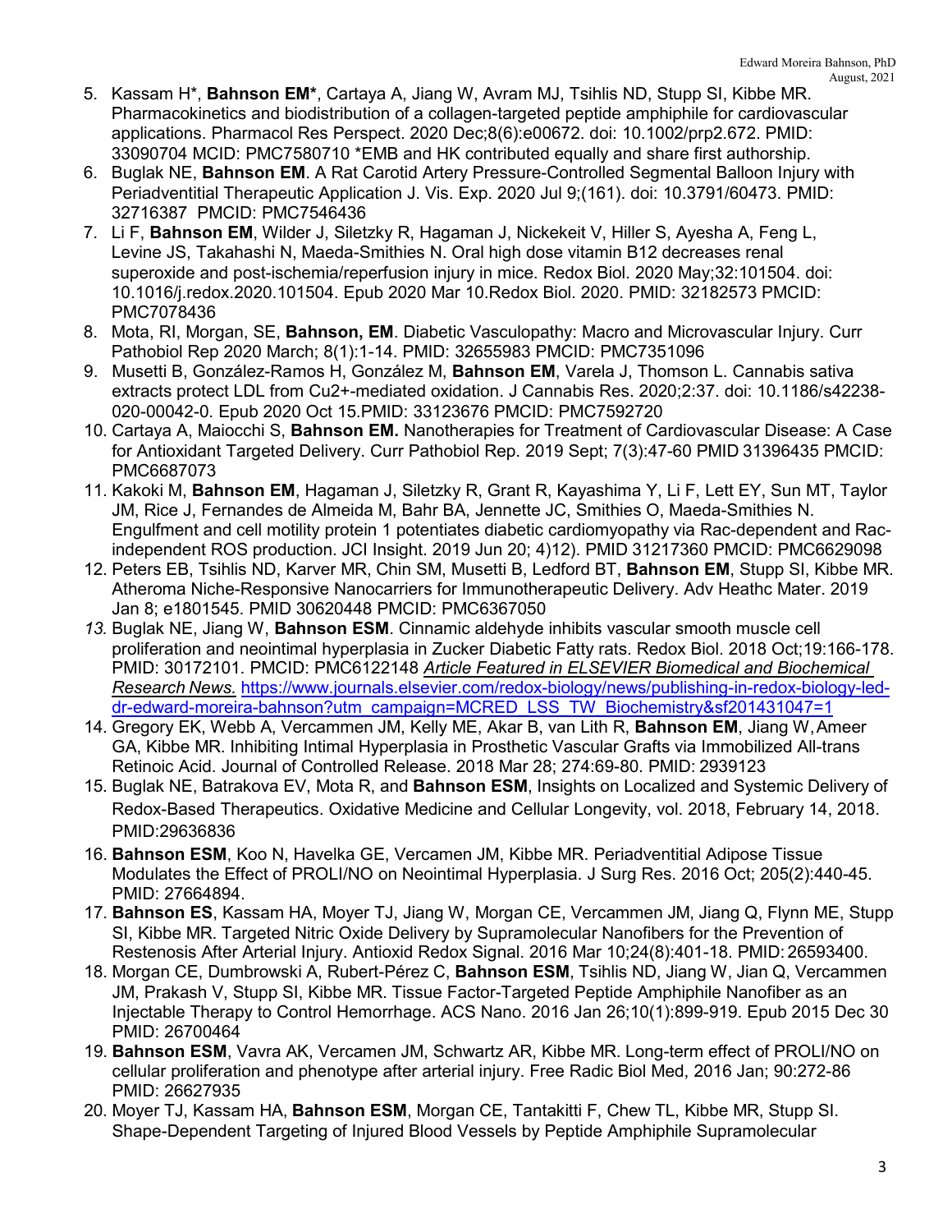5. Kassam H*, **Bahnson EM***, Cartaya A, Jiang W, Avram MJ, Tsihlis ND, Stupp SI, Kibbe MR. Pharmacokinetics and biodistribution of a collagen-targeted peptide amphiphile for cardiovascular applications. Pharmacol Res Perspect. 2020 Dec;8(6):e00672. doi: 10.1002/prp2.672. PMID: 33090704 MCID: PMC7580710 *EMB and HK contributed equally and share first authorship.
6. Buglak NE, **Bahnson EM**. A Rat Carotid Artery Pressure-Controlled Segmental Balloon Injury with Periadventitial Therapeutic Application J. Vis. Exp. 2020 Jul 9;(161). doi: 10.3791/60473. PMID: 32716387 PMCID: PMC7546436
7. Li F, **Bahnson EM**, Wilder J, Siletzky R, Hagaman J, Nickekeit V, Hiller S, Ayesha A, Feng L, Levine JS, Takahashi N, Maeda-Smithies N. Oral high dose vitamin B12 decreases renal superoxide and post-ischemia/reperfusion injury in mice. Redox Biol. 2020 May;32:101504. doi: 10.1016/j.redox.2020.101504. Epub 2020 Mar 10.Redox Biol. 2020. PMID: 32182573 PMCID: PMC7078436
8. Mota, RI, Morgan, SE, **Bahnson, EM**. Diabetic Vasculopathy: Macro and Microvascular Injury. Curr Pathobiol Rep 2020 March; 8(1):1-14. PMID: 32655983 PMCID: PMC7351096
9. Musetti B, González-Ramos H, González M, **Bahnson EM**, Varela J, Thomson L. Cannabis sativa extracts protect LDL from Cu2+-mediated oxidation. J Cannabis Res. 2020;2:37. doi: 10.1186/s42238-020-00042-0. Epub 2020 Oct 15.PMID: 33123676 PMCID: PMC7592720
10. Cartaya A, Maiocchi S, **Bahnson EM.** Nanotherapies for Treatment of Cardiovascular Disease: A Case for Antioxidant Targeted Delivery. Curr Pathobiol Rep. 2019 Sept; 7(3):47-60 PMID 31396435 PMCID: PMC6687073
11. Kakoki M, **Bahnson EM**, Hagaman J, Siletzky R, Grant R, Kayashima Y, Li F, Lett EY, Sun MT, Taylor JM, Rice J, Fernandes de Almeida M, Bahr BA, Jennette JC, Smithies O, Maeda-Smithies N. Engulfment and cell motility protein 1 potentiates diabetic cardiomyopathy via Rac-dependent and Rac-independent ROS production. JCI Insight. 2019 Jun 20; 4)12). PMID 31217360 PMCID: PMC6629098
12. Peters EB, Tsihlis ND, Karver MR, Chin SM, Musetti B, Ledford BT, **Bahnson EM**, Stupp SI, Kibbe MR. Atheroma Niche-Responsive Nanocarriers for Immunotherapeutic Delivery. Adv Heathc Mater. 2019 Jan 8; e1801545. PMID 30620448 PMCID: PMC6367050
13. Buglak NE, Jiang W, **Bahnson ESM**. Cinnamic aldehyde inhibits vascular smooth muscle cell proliferation and neointimal hyperplasia in Zucker Diabetic Fatty rats. Redox Biol. 2018 Oct;19:166-178. PMID: 30172101. PMCID: PMC6122148 *Article Featured in ELSEVIER Biomedical and Biochemical Research News.* https://www.journals.elsevier.com/redox-biology/news/publishing-in-redox-biology-led-dr-edward-moreira-bahnson?utm_campaign=MCRED_LSS_TW_Biochemistry&sf201431047=1
14. Gregory EK, Webb A, Vercammen JM, Kelly ME, Akar B, van Lith R, **Bahnson EM**, Jiang W, Ameer GA, Kibbe MR. Inhibiting Intimal Hyperplasia in Prosthetic Vascular Grafts via Immobilized All-trans Retinoic Acid. Journal of Controlled Release. 2018 Mar 28; 274:69-80. PMID: 2939123
15. Buglak NE, Batrakova EV, Mota R, and **Bahnson ESM**, Insights on Localized and Systemic Delivery of Redox-Based Therapeutics. Oxidative Medicine and Cellular Longevity, vol. 2018, February 14, 2018. PMID:29636836
16. **Bahnson ESM**, Koo N, Havelka GE, Vercamen JM, Kibbe MR. Periadventitial Adipose Tissue Modulates the Effect of PROLI/NO on Neointimal Hyperplasia. J Surg Res. 2016 Oct; 205(2):440-45. PMID: 27664894.
17. **Bahnson ES**, Kassam HA, Moyer TJ, Jiang W, Morgan CE, Vercammen JM, Jiang Q, Flynn ME, Stupp SI, Kibbe MR. Targeted Nitric Oxide Delivery by Supramolecular Nanofibers for the Prevention of Restenosis After Arterial Injury. Antioxid Redox Signal. 2016 Mar 10;24(8):401-18. PMID: 26593400.
18. Morgan CE, Dumbrowski A, Rubert-Pérez C, **Bahnson ESM**, Tsihlis ND, Jiang W, Jian Q, Vercammen JM, Prakash V, Stupp SI, Kibbe MR. Tissue Factor-Targeted Peptide Amphiphile Nanofiber as an Injectable Therapy to Control Hemorrhage. ACS Nano. 2016 Jan 26;10(1):899-919. Epub 2015 Dec 30 PMID: 26700464
19. **Bahnson ESM**, Vavra AK, Vercamen JM, Schwartz AR, Kibbe MR. Long-term effect of PROLI/NO on cellular proliferation and phenotype after arterial injury. Free Radic Biol Med, 2016 Jan; 90:272-86 PMID: 26627935
20. Moyer TJ, Kassam HA, **Bahnson ESM**, Morgan CE, Tantakitti F, Chew TL, Kibbe MR, Stupp SI. Shape-Dependent Targeting of Injured Blood Vessels by Peptide Amphiphile Supramolecular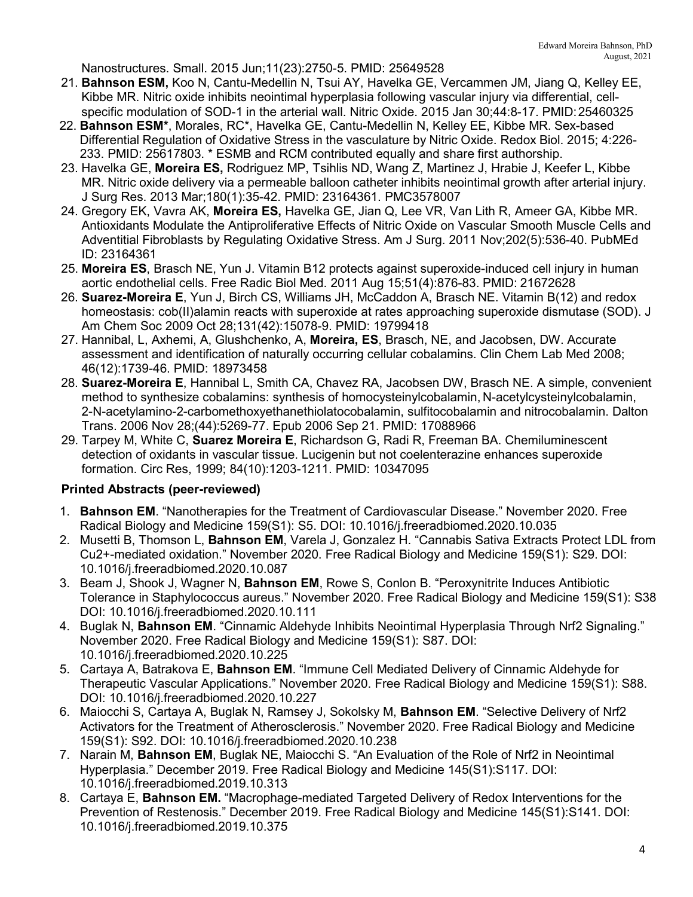Nanostructures. Small. 2015 Jun;11(23):2750-5. PMID: 25649528

21. **Bahnson ESM,** Koo N, Cantu-Medellin N, Tsui AY, Havelka GE, Vercammen JM, Jiang Q, Kelley EE, Kibbe MR. Nitric oxide inhibits neointimal hyperplasia following vascular injury via differential, cell-specific modulation of SOD-1 in the arterial wall. Nitric Oxide. 2015 Jan 30;44:8-17. PMID: 25460325
22. **Bahnson ESM***, Morales, RC*, Havelka GE, Cantu-Medellin N, Kelley EE, Kibbe MR. Sex-based Differential Regulation of Oxidative Stress in the vasculature by Nitric Oxide. Redox Biol. 2015; 4:226-233. PMID: 25617803. * ESMB and RCM contributed equally and share first authorship.
23. Havelka GE, **Moreira ES,** Rodriguez MP, Tsihlis ND, Wang Z, Martinez J, Hrabie J, Keefer L, Kibbe MR. Nitric oxide delivery via a permeable balloon catheter inhibits neointimal growth after arterial injury. J Surg Res. 2013 Mar;180(1):35-42. PMID: 23164361. PMC3578007
24. Gregory EK, Vavra AK, **Moreira ES,** Havelka GE, Jian Q, Lee VR, Van Lith R, Ameer GA, Kibbe MR. Antioxidants Modulate the Antiproliferative Effects of Nitric Oxide on Vascular Smooth Muscle Cells and Adventitial Fibroblasts by Regulating Oxidative Stress. Am J Surg. 2011 Nov;202(5):536-40. PubMEd ID: 23164361
25. **Moreira ES**, Brasch NE, Yun J. Vitamin B12 protects against superoxide-induced cell injury in human aortic endothelial cells. Free Radic Biol Med. 2011 Aug 15;51(4):876-83. PMID: 21672628
26. **Suarez-Moreira E**, Yun J, Birch CS, Williams JH, McCaddon A, Brasch NE. Vitamin B(12) and redox homeostasis: cob(II)alamin reacts with superoxide at rates approaching superoxide dismutase (SOD). J Am Chem Soc 2009 Oct 28;131(42):15078-9. PMID: 19799418
27. Hannibal, L, Axhemi, A, Glushchenko, A, **Moreira, ES**, Brasch, NE, and Jacobsen, DW. Accurate assessment and identification of naturally occurring cellular cobalamins. Clin Chem Lab Med 2008; 46(12):1739-46. PMID: 18973458
28. **Suarez-Moreira E**, Hannibal L, Smith CA, Chavez RA, Jacobsen DW, Brasch NE. A simple, convenient method to synthesize cobalamins: synthesis of homocysteinylcobalamin, N-acetylcysteinylcobalamin, 2-N-acetylamino-2-carbomethoxyethanethiolatocobalamin, sulfitocobalamin and nitrocobalamin. Dalton Trans. 2006 Nov 28;(44):5269-77. Epub 2006 Sep 21. PMID: 17088966
29. Tarpey M, White C, **Suarez Moreira E**, Richardson G, Radi R, Freeman BA. Chemiluminescent detection of oxidants in vascular tissue. Lucigenin but not coelenterazine enhances superoxide formation. Circ Res, 1999; 84(10):1203-1211. PMID: 10347095

## Printed Abstracts (peer-reviewed)

1. **Bahnson EM**. "Nanotherapies for the Treatment of Cardiovascular Disease." November 2020. Free Radical Biology and Medicine 159(S1): S5. DOI: 10.1016/j.freeradbiomed.2020.10.035
2. Musetti B, Thomson L, **Bahnson EM**, Varela J, Gonzalez H. "Cannabis Sativa Extracts Protect LDL from Cu2+-mediated oxidation." November 2020. Free Radical Biology and Medicine 159(S1): S29. DOI: 10.1016/j.freeradbiomed.2020.10.087
3. Beam J, Shook J, Wagner N, **Bahnson EM**, Rowe S, Conlon B. "Peroxynitrite Induces Antibiotic Tolerance in Staphylococcus aureus." November 2020. Free Radical Biology and Medicine 159(S1): S38 DOI: 10.1016/j.freeradbiomed.2020.10.111
4. Buglak N, **Bahnson EM**. "Cinnamic Aldehyde Inhibits Neointimal Hyperplasia Through Nrf2 Signaling." November 2020. Free Radical Biology and Medicine 159(S1): S87. DOI: 10.1016/j.freeradbiomed.2020.10.225
5. Cartaya A, Batrakova E, **Bahnson EM**. "Immune Cell Mediated Delivery of Cinnamic Aldehyde for Therapeutic Vascular Applications." November 2020. Free Radical Biology and Medicine 159(S1): S88. DOI: 10.1016/j.freeradbiomed.2020.10.227
6. Maiocchi S, Cartaya A, Buglak N, Ramsey J, Sokolsky M, **Bahnson EM**. "Selective Delivery of Nrf2 Activators for the Treatment of Atherosclerosis." November 2020. Free Radical Biology and Medicine 159(S1): S92. DOI: 10.1016/j.freeradbiomed.2020.10.238
7. Narain M, **Bahnson EM**, Buglak NE, Maiocchi S. "An Evaluation of the Role of Nrf2 in Neointimal Hyperplasia." December 2019. Free Radical Biology and Medicine 145(S1):S117. DOI: 10.1016/j.freeradbiomed.2019.10.313
8. Cartaya E, **Bahnson EM.** "Macrophage-mediated Targeted Delivery of Redox Interventions for the Prevention of Restenosis." December 2019. Free Radical Biology and Medicine 145(S1):S141. DOI: 10.1016/j.freeradbiomed.2019.10.375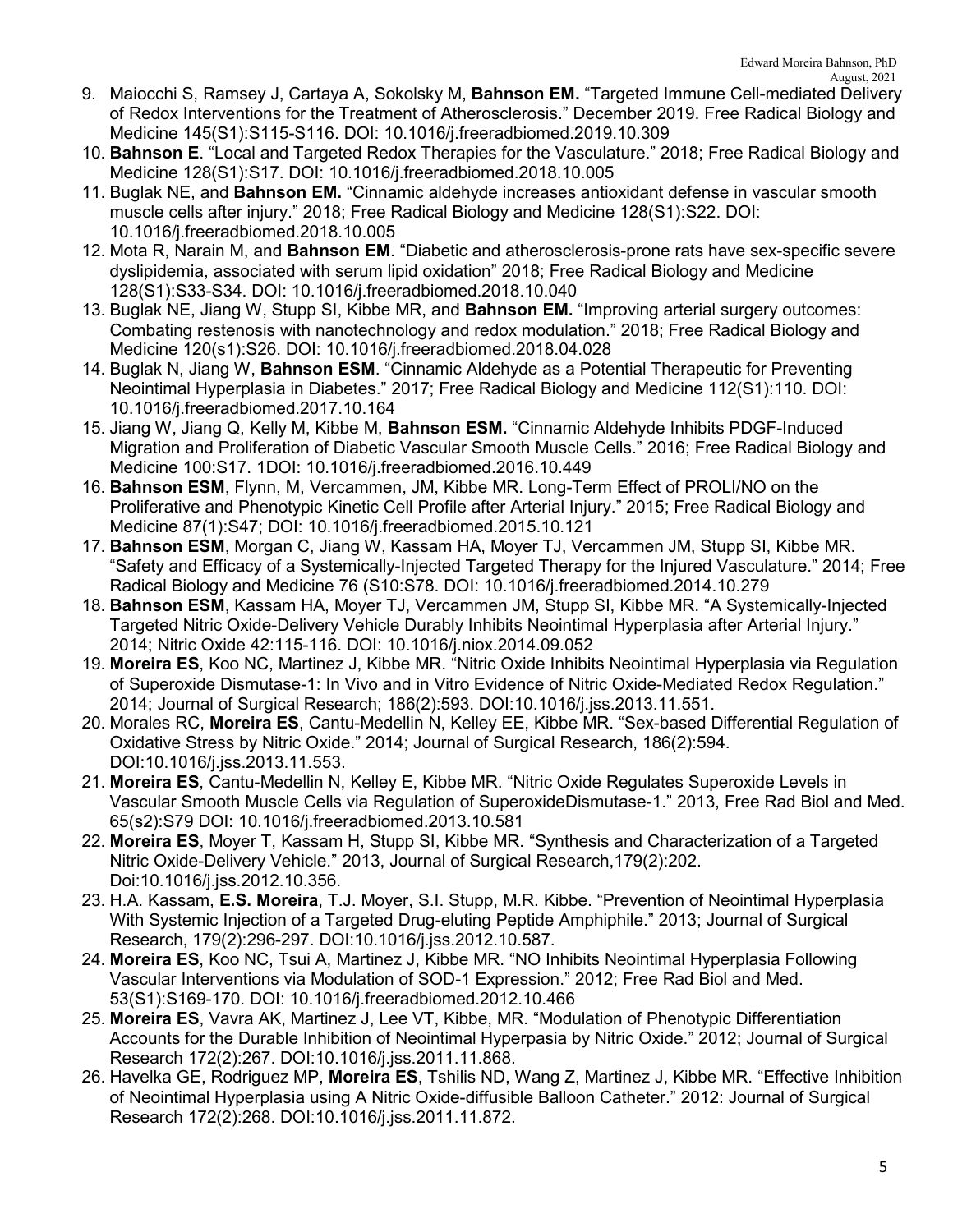9. Maiocchi S, Ramsey J, Cartaya A, Sokolsky M, **Bahnson EM.** "Targeted Immune Cell-mediated Delivery of Redox Interventions for the Treatment of Atherosclerosis." December 2019. Free Radical Biology and Medicine 145(S1):S115-S116. DOI: 10.1016/j.freeradbiomed.2019.10.309
10. **Bahnson E**. "Local and Targeted Redox Therapies for the Vasculature." 2018; Free Radical Biology and Medicine 128(S1):S17. DOI: 10.1016/j.freeradbiomed.2018.10.005
11. Buglak NE, and **Bahnson EM.** "Cinnamic aldehyde increases antioxidant defense in vascular smooth muscle cells after injury." 2018; Free Radical Biology and Medicine 128(S1):S22. DOI: 10.1016/j.freeradbiomed.2018.10.005
12. Mota R, Narain M, and **Bahnson EM**. "Diabetic and atherosclerosis-prone rats have sex-specific severe dyslipidemia, associated with serum lipid oxidation" 2018; Free Radical Biology and Medicine 128(S1):S33-S34. DOI: 10.1016/j.freeradbiomed.2018.10.040
13. Buglak NE, Jiang W, Stupp SI, Kibbe MR, and **Bahnson EM.** "Improving arterial surgery outcomes: Combating restenosis with nanotechnology and redox modulation." 2018; Free Radical Biology and Medicine 120(s1):S26. DOI: 10.1016/j.freeradbiomed.2018.04.028
14. Buglak N, Jiang W, **Bahnson ESM**. "Cinnamic Aldehyde as a Potential Therapeutic for Preventing Neointimal Hyperplasia in Diabetes." 2017; Free Radical Biology and Medicine 112(S1):110. DOI: 10.1016/j.freeradbiomed.2017.10.164
15. Jiang W, Jiang Q, Kelly M, Kibbe M, **Bahnson ESM.** "Cinnamic Aldehyde Inhibits PDGF-Induced Migration and Proliferation of Diabetic Vascular Smooth Muscle Cells." 2016; Free Radical Biology and Medicine 100:S17. 1DOI: 10.1016/j.freeradbiomed.2016.10.449
16. **Bahnson ESM**, Flynn, M, Vercammen, JM, Kibbe MR. Long-Term Effect of PROLI/NO on the Proliferative and Phenotypic Kinetic Cell Profile after Arterial Injury." 2015; Free Radical Biology and Medicine 87(1):S47; DOI: 10.1016/j.freeradbiomed.2015.10.121
17. **Bahnson ESM**, Morgan C, Jiang W, Kassam HA, Moyer TJ, Vercammen JM, Stupp SI, Kibbe MR. "Safety and Efficacy of a Systemically-Injected Targeted Therapy for the Injured Vasculature." 2014; Free Radical Biology and Medicine 76 (S10:S78. DOI: 10.1016/j.freeradbiomed.2014.10.279
18. **Bahnson ESM**, Kassam HA, Moyer TJ, Vercammen JM, Stupp SI, Kibbe MR. "A Systemically-Injected Targeted Nitric Oxide-Delivery Vehicle Durably Inhibits Neointimal Hyperplasia after Arterial Injury." 2014; Nitric Oxide 42:115-116. DOI: 10.1016/j.niox.2014.09.052
19. **Moreira ES**, Koo NC, Martinez J, Kibbe MR. "Nitric Oxide Inhibits Neointimal Hyperplasia via Regulation of Superoxide Dismutase-1: In Vivo and in Vitro Evidence of Nitric Oxide-Mediated Redox Regulation." 2014; Journal of Surgical Research; 186(2):593. DOI:10.1016/j.jss.2013.11.551.
20. Morales RC, **Moreira ES**, Cantu-Medellin N, Kelley EE, Kibbe MR. "Sex-based Differential Regulation of Oxidative Stress by Nitric Oxide." 2014; Journal of Surgical Research, 186(2):594. DOI:10.1016/j.jss.2013.11.553.
21. **Moreira ES**, Cantu-Medellin N, Kelley E, Kibbe MR. "Nitric Oxide Regulates Superoxide Levels in Vascular Smooth Muscle Cells via Regulation of SuperoxideDismutase-1." 2013, Free Rad Biol and Med. 65(s2):S79 DOI: 10.1016/j.freeradbiomed.2013.10.581
22. **Moreira ES**, Moyer T, Kassam H, Stupp SI, Kibbe MR. "Synthesis and Characterization of a Targeted Nitric Oxide-Delivery Vehicle." 2013, Journal of Surgical Research,179(2):202. Doi:10.1016/j.jss.2012.10.356.
23. H.A. Kassam, **E.S. Moreira**, T.J. Moyer, S.I. Stupp, M.R. Kibbe. "Prevention of Neointimal Hyperplasia With Systemic Injection of a Targeted Drug-eluting Peptide Amphiphile." 2013; Journal of Surgical Research, 179(2):296-297. DOI:10.1016/j.jss.2012.10.587.
24. **Moreira ES**, Koo NC, Tsui A, Martinez J, Kibbe MR. "NO Inhibits Neointimal Hyperplasia Following Vascular Interventions via Modulation of SOD-1 Expression." 2012; Free Rad Biol and Med. 53(S1):S169-170. DOI: 10.1016/j.freeradbiomed.2012.10.466
25. **Moreira ES**, Vavra AK, Martinez J, Lee VT, Kibbe, MR. "Modulation of Phenotypic Differentiation Accounts for the Durable Inhibition of Neointimal Hyperpasia by Nitric Oxide." 2012; Journal of Surgical Research 172(2):267. DOI:10.1016/j.jss.2011.11.868.
26. Havelka GE, Rodriguez MP, **Moreira ES**, Tshilis ND, Wang Z, Martinez J, Kibbe MR. "Effective Inhibition of Neointimal Hyperplasia using A Nitric Oxide-diffusible Balloon Catheter." 2012: Journal of Surgical Research 172(2):268. DOI:10.1016/j.jss.2011.11.872.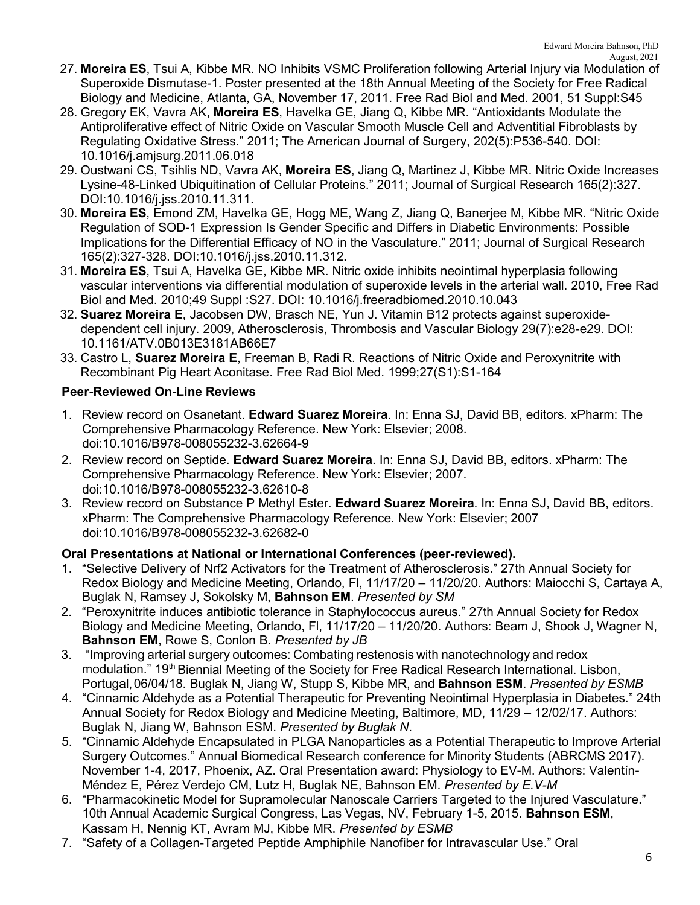27. **Moreira ES**, Tsui A, Kibbe MR. NO Inhibits VSMC Proliferation following Arterial Injury via Modulation of Superoxide Dismutase-1. Poster presented at the 18th Annual Meeting of the Society for Free Radical Biology and Medicine, Atlanta, GA, November 17, 2011. Free Rad Biol and Med. 2001, 51 Suppl:S45
28. Gregory EK, Vavra AK, **Moreira ES**, Havelka GE, Jiang Q, Kibbe MR. "Antioxidants Modulate the Antiproliferative effect of Nitric Oxide on Vascular Smooth Muscle Cell and Adventitial Fibroblasts by Regulating Oxidative Stress." 2011; The American Journal of Surgery, 202(5):P536-540. DOI: 10.1016/j.amjsurg.2011.06.018
29. Oustwani CS, Tsihlis ND, Vavra AK, **Moreira ES**, Jiang Q, Martinez J, Kibbe MR. Nitric Oxide Increases Lysine-48-Linked Ubiquitination of Cellular Proteins." 2011; Journal of Surgical Research 165(2):327. DOI:10.1016/j.jss.2010.11.311.
30. **Moreira ES**, Emond ZM, Havelka GE, Hogg ME, Wang Z, Jiang Q, Banerjee M, Kibbe MR. "Nitric Oxide Regulation of SOD-1 Expression Is Gender Specific and Differs in Diabetic Environments: Possible Implications for the Differential Efficacy of NO in the Vasculature." 2011; Journal of Surgical Research 165(2):327-328. DOI:10.1016/j.jss.2010.11.312.
31. **Moreira ES**, Tsui A, Havelka GE, Kibbe MR. Nitric oxide inhibits neointimal hyperplasia following vascular interventions via differential modulation of superoxide levels in the arterial wall. 2010, Free Rad Biol and Med. 2010;49 Suppl :S27. DOI: 10.1016/j.freeradbiomed.2010.10.043
32. **Suarez Moreira E**, Jacobsen DW, Brasch NE, Yun J. Vitamin B12 protects against superoxide-dependent cell injury. 2009, Atherosclerosis, Thrombosis and Vascular Biology 29(7):e28-e29. DOI: 10.1161/ATV.0B013E3181AB66E7
33. Castro L, **Suarez Moreira E**, Freeman B, Radi R. Reactions of Nitric Oxide and Peroxynitrite with Recombinant Pig Heart Aconitase. Free Rad Biol Med. 1999;27(S1):S1-164

**Peer-Reviewed On-Line Reviews**

1. Review record on Osanetant. **Edward Suarez Moreira**. In: Enna SJ, David BB, editors. xPharm: The Comprehensive Pharmacology Reference. New York: Elsevier; 2008. doi:10.1016/B978-008055232-3.62664-9
2. Review record on Septide. **Edward Suarez Moreira**. In: Enna SJ, David BB, editors. xPharm: The Comprehensive Pharmacology Reference. New York: Elsevier; 2007. doi:10.1016/B978-008055232-3.62610-8
3. Review record on Substance P Methyl Ester. **Edward Suarez Moreira**. In: Enna SJ, David BB, editors. xPharm: The Comprehensive Pharmacology Reference. New York: Elsevier; 2007 doi:10.1016/B978-008055232-3.62682-0

**Oral Presentations at National or International Conferences (peer-reviewed).**

1. "Selective Delivery of Nrf2 Activators for the Treatment of Atherosclerosis." 27th Annual Society for Redox Biology and Medicine Meeting, Orlando, Fl, 11/17/20 – 11/20/20. Authors: Maiocchi S, Cartaya A, Buglak N, Ramsey J, Sokolsky M, **Bahnson EM**. *Presented by SM*
2. "Peroxynitrite induces antibiotic tolerance in Staphylococcus aureus." 27th Annual Society for Redox Biology and Medicine Meeting, Orlando, Fl, 11/17/20 – 11/20/20. Authors: Beam J, Shook J, Wagner N, **Bahnson EM**, Rowe S, Conlon B. *Presented by JB*
3. "Improving arterial surgery outcomes: Combating restenosis with nanotechnology and redox modulation." 19th Biennial Meeting of the Society for Free Radical Research International. Lisbon, Portugal, 06/04/18. Buglak N, Jiang W, Stupp S, Kibbe MR, and **Bahnson ESM**. *Presented by ESMB*
4. "Cinnamic Aldehyde as a Potential Therapeutic for Preventing Neointimal Hyperplasia in Diabetes." 24th Annual Society for Redox Biology and Medicine Meeting, Baltimore, MD, 11/29 – 12/02/17. Authors: Buglak N, Jiang W, Bahnson ESM. *Presented by Buglak N*.
5. "Cinnamic Aldehyde Encapsulated in PLGA Nanoparticles as a Potential Therapeutic to Improve Arterial Surgery Outcomes." Annual Biomedical Research conference for Minority Students (ABRCMS 2017). November 1-4, 2017, Phoenix, AZ. Oral Presentation award: Physiology to EV-M. Authors: Valentín-Méndez E, Pérez Verdejo CM, Lutz H, Buglak NE, Bahnson EM. *Presented by E.V-M*
6. "Pharmacokinetic Model for Supramolecular Nanoscale Carriers Targeted to the Injured Vasculature." 10th Annual Academic Surgical Congress, Las Vegas, NV, February 1-5, 2015. **Bahnson ESM**, Kassam H, Nennig KT, Avram MJ, Kibbe MR. *Presented by ESMB*
7. "Safety of a Collagen-Targeted Peptide Amphiphile Nanofiber for Intravascular Use." Oral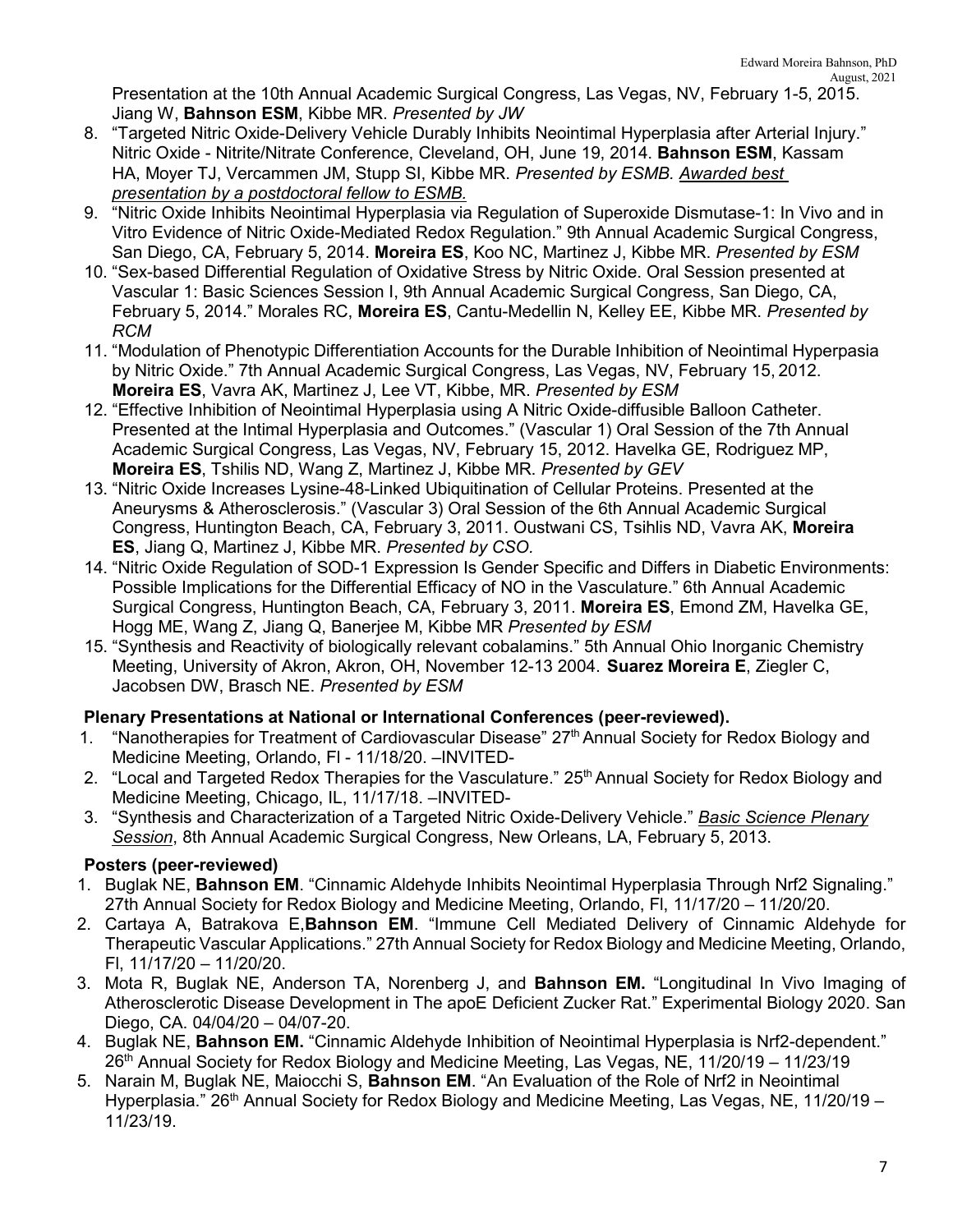Presentation at the 10th Annual Academic Surgical Congress, Las Vegas, NV, February 1-5, 2015. Jiang W, **Bahnson ESM**, Kibbe MR. *Presented by JW*

8. "Targeted Nitric Oxide-Delivery Vehicle Durably Inhibits Neointimal Hyperplasia after Arterial Injury." Nitric Oxide - Nitrite/Nitrate Conference, Cleveland, OH, June 19, 2014. **Bahnson ESM**, Kassam HA, Moyer TJ, Vercammen JM, Stupp SI, Kibbe MR. *Presented by ESMB. Awarded best presentation by a postdoctoral fellow to ESMB.*
9. "Nitric Oxide Inhibits Neointimal Hyperplasia via Regulation of Superoxide Dismutase-1: In Vivo and in Vitro Evidence of Nitric Oxide-Mediated Redox Regulation." 9th Annual Academic Surgical Congress, San Diego, CA, February 5, 2014. **Moreira ES**, Koo NC, Martinez J, Kibbe MR. *Presented by ESM*
10. "Sex-based Differential Regulation of Oxidative Stress by Nitric Oxide. Oral Session presented at Vascular 1: Basic Sciences Session I, 9th Annual Academic Surgical Congress, San Diego, CA, February 5, 2014." Morales RC, **Moreira ES**, Cantu-Medellin N, Kelley EE, Kibbe MR. *Presented by RCM*
11. "Modulation of Phenotypic Differentiation Accounts for the Durable Inhibition of Neointimal Hyperpasia by Nitric Oxide." 7th Annual Academic Surgical Congress, Las Vegas, NV, February 15, 2012. **Moreira ES**, Vavra AK, Martinez J, Lee VT, Kibbe, MR. *Presented by ESM*
12. "Effective Inhibition of Neointimal Hyperplasia using A Nitric Oxide-diffusible Balloon Catheter. Presented at the Intimal Hyperplasia and Outcomes." (Vascular 1) Oral Session of the 7th Annual Academic Surgical Congress, Las Vegas, NV, February 15, 2012. Havelka GE, Rodriguez MP, **Moreira ES**, Tshilis ND, Wang Z, Martinez J, Kibbe MR. *Presented by GEV*
13. "Nitric Oxide Increases Lysine-48-Linked Ubiquitination of Cellular Proteins. Presented at the Aneurysms & Atherosclerosis." (Vascular 3) Oral Session of the 6th Annual Academic Surgical Congress, Huntington Beach, CA, February 3, 2011. Oustwani CS, Tsihlis ND, Vavra AK, **Moreira ES**, Jiang Q, Martinez J, Kibbe MR. *Presented by CSO.*
14. "Nitric Oxide Regulation of SOD-1 Expression Is Gender Specific and Differs in Diabetic Environments: Possible Implications for the Differential Efficacy of NO in the Vasculature." 6th Annual Academic Surgical Congress, Huntington Beach, CA, February 3, 2011. **Moreira ES**, Emond ZM, Havelka GE, Hogg ME, Wang Z, Jiang Q, Banerjee M, Kibbe MR *Presented by ESM*
15. "Synthesis and Reactivity of biologically relevant cobalamins." 5th Annual Ohio Inorganic Chemistry Meeting, University of Akron, Akron, OH, November 12-13 2004. **Suarez Moreira E**, Ziegler C, Jacobsen DW, Brasch NE. *Presented by ESM*

### Plenary Presentations at National or International Conferences (peer-reviewed).

1. "Nanotherapies for Treatment of Cardiovascular Disease" 27th Annual Society for Redox Biology and Medicine Meeting, Orlando, Fl - 11/18/20. –INVITED-
2. "Local and Targeted Redox Therapies for the Vasculature." 25th Annual Society for Redox Biology and Medicine Meeting, Chicago, IL, 11/17/18. –INVITED-
3. "Synthesis and Characterization of a Targeted Nitric Oxide-Delivery Vehicle." *Basic Science Plenary Session*, 8th Annual Academic Surgical Congress, New Orleans, LA, February 5, 2013.

### Posters (peer-reviewed)

1. Buglak NE, **Bahnson EM**. "Cinnamic Aldehyde Inhibits Neointimal Hyperplasia Through Nrf2 Signaling." 27th Annual Society for Redox Biology and Medicine Meeting, Orlando, Fl, 11/17/20 – 11/20/20.
2. Cartaya A, Batrakova E,**Bahnson EM**. "Immune Cell Mediated Delivery of Cinnamic Aldehyde for Therapeutic Vascular Applications." 27th Annual Society for Redox Biology and Medicine Meeting, Orlando, Fl, 11/17/20 – 11/20/20.
3. Mota R, Buglak NE, Anderson TA, Norenberg J, and **Bahnson EM.** "Longitudinal In Vivo Imaging of Atherosclerotic Disease Development in The apoE Deficient Zucker Rat." Experimental Biology 2020. San Diego, CA. 04/04/20 – 04/07-20.
4. Buglak NE, **Bahnson EM.** "Cinnamic Aldehyde Inhibition of Neointimal Hyperplasia is Nrf2-dependent." 26th Annual Society for Redox Biology and Medicine Meeting, Las Vegas, NE, 11/20/19 – 11/23/19
5. Narain M, Buglak NE, Maiocchi S, **Bahnson EM**. "An Evaluation of the Role of Nrf2 in Neointimal Hyperplasia." 26th Annual Society for Redox Biology and Medicine Meeting, Las Vegas, NE, 11/20/19 – 11/23/19.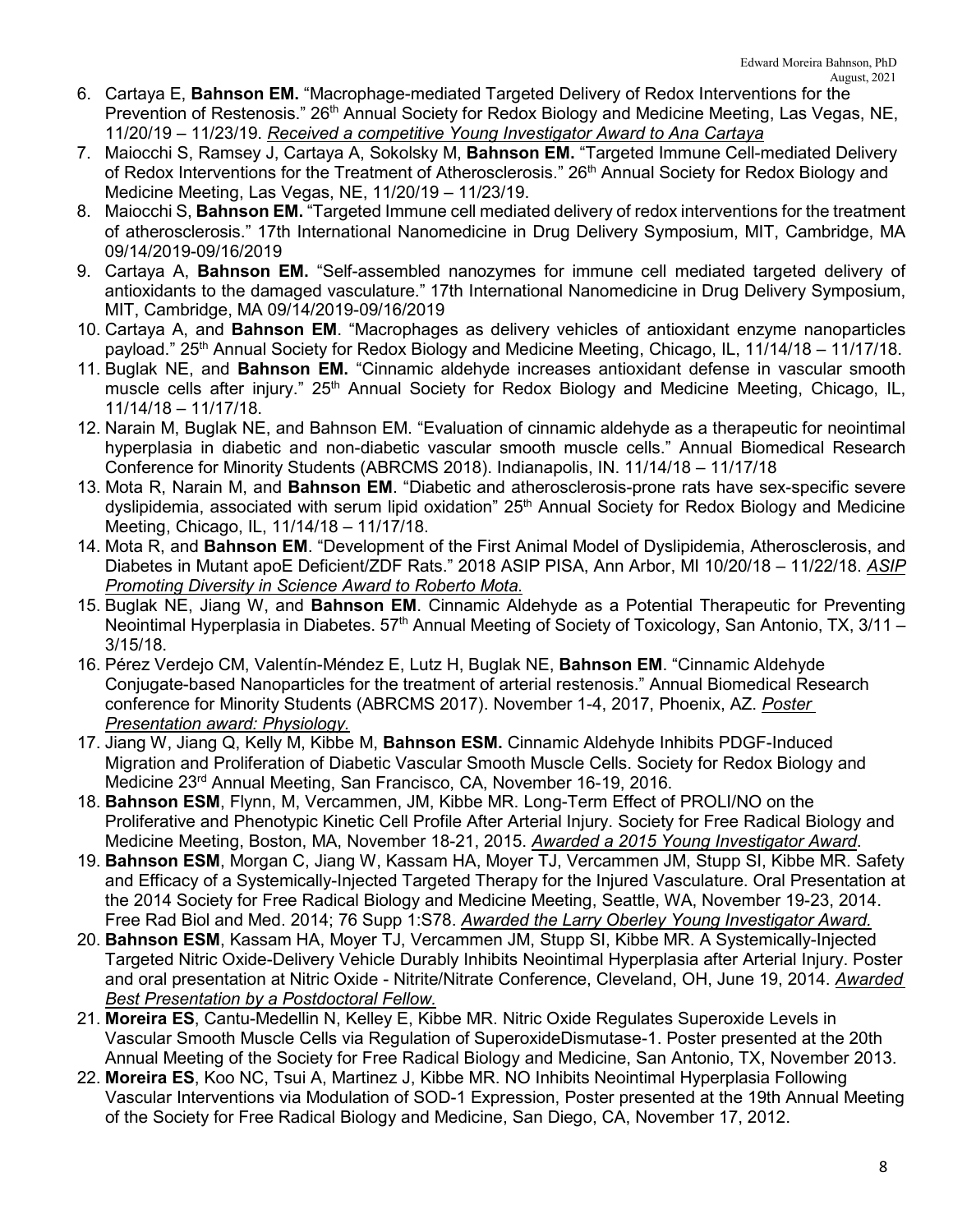6. Cartaya E, **Bahnson EM.** "Macrophage-mediated Targeted Delivery of Redox Interventions for the Prevention of Restenosis." 26th Annual Society for Redox Biology and Medicine Meeting, Las Vegas, NE, 11/20/19 – 11/23/19. _*Received a competitive Young Investigator Award to Ana Cartaya*_
7. Maiocchi S, Ramsey J, Cartaya A, Sokolsky M, **Bahnson EM.** "Targeted Immune Cell-mediated Delivery of Redox Interventions for the Treatment of Atherosclerosis." 26th Annual Society for Redox Biology and Medicine Meeting, Las Vegas, NE, 11/20/19 – 11/23/19.
8. Maiocchi S, **Bahnson EM.** "Targeted Immune cell mediated delivery of redox interventions for the treatment of atherosclerosis." 17th International Nanomedicine in Drug Delivery Symposium, MIT, Cambridge, MA 09/14/2019-09/16/2019
9. Cartaya A, **Bahnson EM.** "Self-assembled nanozymes for immune cell mediated targeted delivery of antioxidants to the damaged vasculature." 17th International Nanomedicine in Drug Delivery Symposium, MIT, Cambridge, MA 09/14/2019-09/16/2019
10. Cartaya A, and **Bahnson EM**. "Macrophages as delivery vehicles of antioxidant enzyme nanoparticles payload." 25th Annual Society for Redox Biology and Medicine Meeting, Chicago, IL, 11/14/18 – 11/17/18.
11. Buglak NE, and **Bahnson EM.** "Cinnamic aldehyde increases antioxidant defense in vascular smooth muscle cells after injury." 25th Annual Society for Redox Biology and Medicine Meeting, Chicago, IL, 11/14/18 – 11/17/18.
12. Narain M, Buglak NE, and Bahnson EM. "Evaluation of cinnamic aldehyde as a therapeutic for neointimal hyperplasia in diabetic and non-diabetic vascular smooth muscle cells." Annual Biomedical Research Conference for Minority Students (ABRCMS 2018). Indianapolis, IN. 11/14/18 – 11/17/18
13. Mota R, Narain M, and **Bahnson EM**. "Diabetic and atherosclerosis-prone rats have sex-specific severe dyslipidemia, associated with serum lipid oxidation" 25th Annual Society for Redox Biology and Medicine Meeting, Chicago, IL, 11/14/18 – 11/17/18.
14. Mota R, and **Bahnson EM**. "Development of the First Animal Model of Dyslipidemia, Atherosclerosis, and Diabetes in Mutant apoE Deficient/ZDF Rats." 2018 ASIP PISA, Ann Arbor, MI 10/20/18 – 11/22/18. _*ASIP Promoting Diversity in Science Award to Roberto Mota.*_
15. Buglak NE, Jiang W, and **Bahnson EM**. Cinnamic Aldehyde as a Potential Therapeutic for Preventing Neointimal Hyperplasia in Diabetes. 57th Annual Meeting of Society of Toxicology, San Antonio, TX, 3/11 – 3/15/18.
16. Pérez Verdejo CM, Valentín-Méndez E, Lutz H, Buglak NE, **Bahnson EM**. "Cinnamic Aldehyde Conjugate-based Nanoparticles for the treatment of arterial restenosis." Annual Biomedical Research conference for Minority Students (ABRCMS 2017). November 1-4, 2017, Phoenix, AZ. _*Poster Presentation award: Physiology.*_
17. Jiang W, Jiang Q, Kelly M, Kibbe M, **Bahnson ESM.** Cinnamic Aldehyde Inhibits PDGF-Induced Migration and Proliferation of Diabetic Vascular Smooth Muscle Cells. Society for Redox Biology and Medicine 23rd Annual Meeting, San Francisco, CA, November 16-19, 2016.
18. **Bahnson ESM**, Flynn, M, Vercammen, JM, Kibbe MR. Long-Term Effect of PROLI/NO on the Proliferative and Phenotypic Kinetic Cell Profile After Arterial Injury. Society for Free Radical Biology and Medicine Meeting, Boston, MA, November 18-21, 2015. _*Awarded a 2015 Young Investigator Award*_.
19. **Bahnson ESM**, Morgan C, Jiang W, Kassam HA, Moyer TJ, Vercammen JM, Stupp SI, Kibbe MR. Safety and Efficacy of a Systemically-Injected Targeted Therapy for the Injured Vasculature. Oral Presentation at the 2014 Society for Free Radical Biology and Medicine Meeting, Seattle, WA, November 19-23, 2014. Free Rad Biol and Med. 2014; 76 Supp 1:S78. _*Awarded the Larry Oberley Young Investigator Award.*_
20. **Bahnson ESM**, Kassam HA, Moyer TJ, Vercammen JM, Stupp SI, Kibbe MR. A Systemically-Injected Targeted Nitric Oxide-Delivery Vehicle Durably Inhibits Neointimal Hyperplasia after Arterial Injury. Poster and oral presentation at Nitric Oxide - Nitrite/Nitrate Conference, Cleveland, OH, June 19, 2014. _*Awarded Best Presentation by a Postdoctoral Fellow.*_
21. **Moreira ES**, Cantu-Medellin N, Kelley E, Kibbe MR. Nitric Oxide Regulates Superoxide Levels in Vascular Smooth Muscle Cells via Regulation of SuperoxideDismutase-1. Poster presented at the 20th Annual Meeting of the Society for Free Radical Biology and Medicine, San Antonio, TX, November 2013.
22. **Moreira ES**, Koo NC, Tsui A, Martinez J, Kibbe MR. NO Inhibits Neointimal Hyperplasia Following Vascular Interventions via Modulation of SOD-1 Expression, Poster presented at the 19th Annual Meeting of the Society for Free Radical Biology and Medicine, San Diego, CA, November 17, 2012.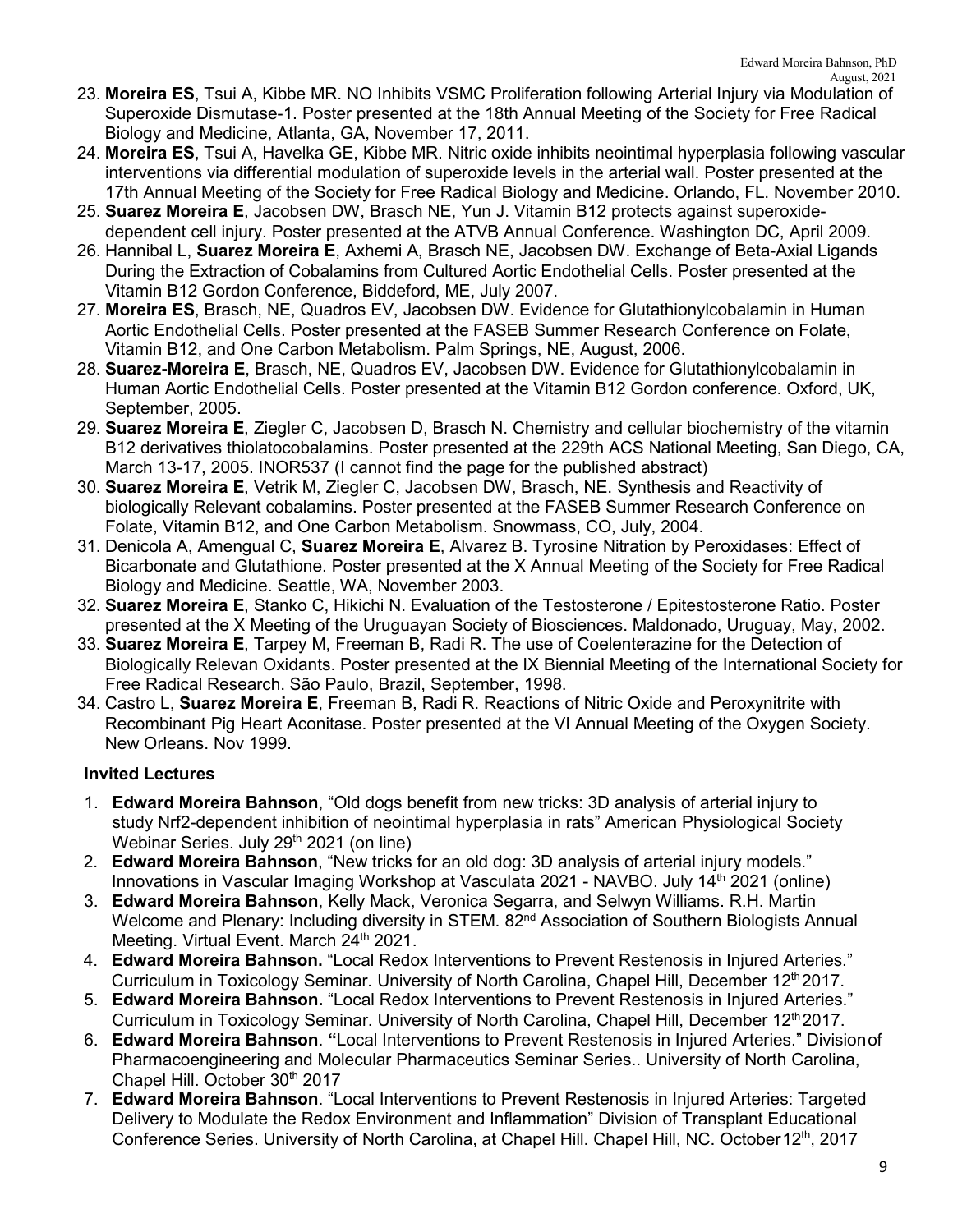23. **Moreira ES**, Tsui A, Kibbe MR. NO Inhibits VSMC Proliferation following Arterial Injury via Modulation of Superoxide Dismutase-1. Poster presented at the 18th Annual Meeting of the Society for Free Radical Biology and Medicine, Atlanta, GA, November 17, 2011.
24. **Moreira ES**, Tsui A, Havelka GE, Kibbe MR. Nitric oxide inhibits neointimal hyperplasia following vascular interventions via differential modulation of superoxide levels in the arterial wall. Poster presented at the 17th Annual Meeting of the Society for Free Radical Biology and Medicine. Orlando, FL. November 2010.
25. **Suarez Moreira E**, Jacobsen DW, Brasch NE, Yun J. Vitamin B12 protects against superoxide-dependent cell injury. Poster presented at the ATVB Annual Conference. Washington DC, April 2009.
26. Hannibal L, **Suarez Moreira E**, Axhemi A, Brasch NE, Jacobsen DW. Exchange of Beta-Axial Ligands During the Extraction of Cobalamins from Cultured Aortic Endothelial Cells. Poster presented at the Vitamin B12 Gordon Conference, Biddeford, ME, July 2007.
27. **Moreira ES**, Brasch, NE, Quadros EV, Jacobsen DW. Evidence for Glutathionylcobalamin in Human Aortic Endothelial Cells. Poster presented at the FASEB Summer Research Conference on Folate, Vitamin B12, and One Carbon Metabolism. Palm Springs, NE, August, 2006.
28. **Suarez-Moreira E**, Brasch, NE, Quadros EV, Jacobsen DW. Evidence for Glutathionylcobalamin in Human Aortic Endothelial Cells. Poster presented at the Vitamin B12 Gordon conference. Oxford, UK, September, 2005.
29. **Suarez Moreira E**, Ziegler C, Jacobsen D, Brasch N. Chemistry and cellular biochemistry of the vitamin B12 derivatives thiolatocobalamins. Poster presented at the 229th ACS National Meeting, San Diego, CA, March 13-17, 2005. INOR537 (I cannot find the page for the published abstract)
30. **Suarez Moreira E**, Vetrik M, Ziegler C, Jacobsen DW, Brasch, NE. Synthesis and Reactivity of biologically Relevant cobalamins. Poster presented at the FASEB Summer Research Conference on Folate, Vitamin B12, and One Carbon Metabolism. Snowmass, CO, July, 2004.
31. Denicola A, Amengual C, **Suarez Moreira E**, Alvarez B. Tyrosine Nitration by Peroxidases: Effect of Bicarbonate and Glutathione. Poster presented at the X Annual Meeting of the Society for Free Radical Biology and Medicine. Seattle, WA, November 2003.
32. **Suarez Moreira E**, Stanko C, Hikichi N. Evaluation of the Testosterone / Epitestosterone Ratio. Poster presented at the X Meeting of the Uruguayan Society of Biosciences. Maldonado, Uruguay, May, 2002.
33. **Suarez Moreira E**, Tarpey M, Freeman B, Radi R. The use of Coelenterazine for the Detection of Biologically Relevan Oxidants. Poster presented at the IX Biennial Meeting of the International Society for Free Radical Research. São Paulo, Brazil, September, 1998.
34. Castro L, **Suarez Moreira E**, Freeman B, Radi R. Reactions of Nitric Oxide and Peroxynitrite with Recombinant Pig Heart Aconitase. Poster presented at the VI Annual Meeting of the Oxygen Society. New Orleans. Nov 1999.

### Invited Lectures

1. **Edward Moreira Bahnson**, "Old dogs benefit from new tricks: 3D analysis of arterial injury to study Nrf2-dependent inhibition of neointimal hyperplasia in rats" American Physiological Society Webinar Series. July 29th 2021 (on line)
2. **Edward Moreira Bahnson**, "New tricks for an old dog: 3D analysis of arterial injury models." Innovations in Vascular Imaging Workshop at Vasculata 2021 - NAVBO. July 14th 2021 (online)
3. **Edward Moreira Bahnson**, Kelly Mack, Veronica Segarra, and Selwyn Williams. R.H. Martin Welcome and Plenary: Including diversity in STEM. 82nd Association of Southern Biologists Annual Meeting. Virtual Event. March 24th 2021.
4. **Edward Moreira Bahnson.** "Local Redox Interventions to Prevent Restenosis in Injured Arteries." Curriculum in Toxicology Seminar. University of North Carolina, Chapel Hill, December 12th 2017.
5. **Edward Moreira Bahnson.** "Local Redox Interventions to Prevent Restenosis in Injured Arteries." Curriculum in Toxicology Seminar. University of North Carolina, Chapel Hill, December 12th 2017.
6. **Edward Moreira Bahnson**. "Local Interventions to Prevent Restenosis in Injured Arteries." Division of Pharmacoengineering and Molecular Pharmaceutics Seminar Series.. University of North Carolina, Chapel Hill. October 30th 2017
7. **Edward Moreira Bahnson**. "Local Interventions to Prevent Restenosis in Injured Arteries: Targeted Delivery to Modulate the Redox Environment and Inflammation" Division of Transplant Educational Conference Series. University of North Carolina, at Chapel Hill. Chapel Hill, NC. October 12th, 2017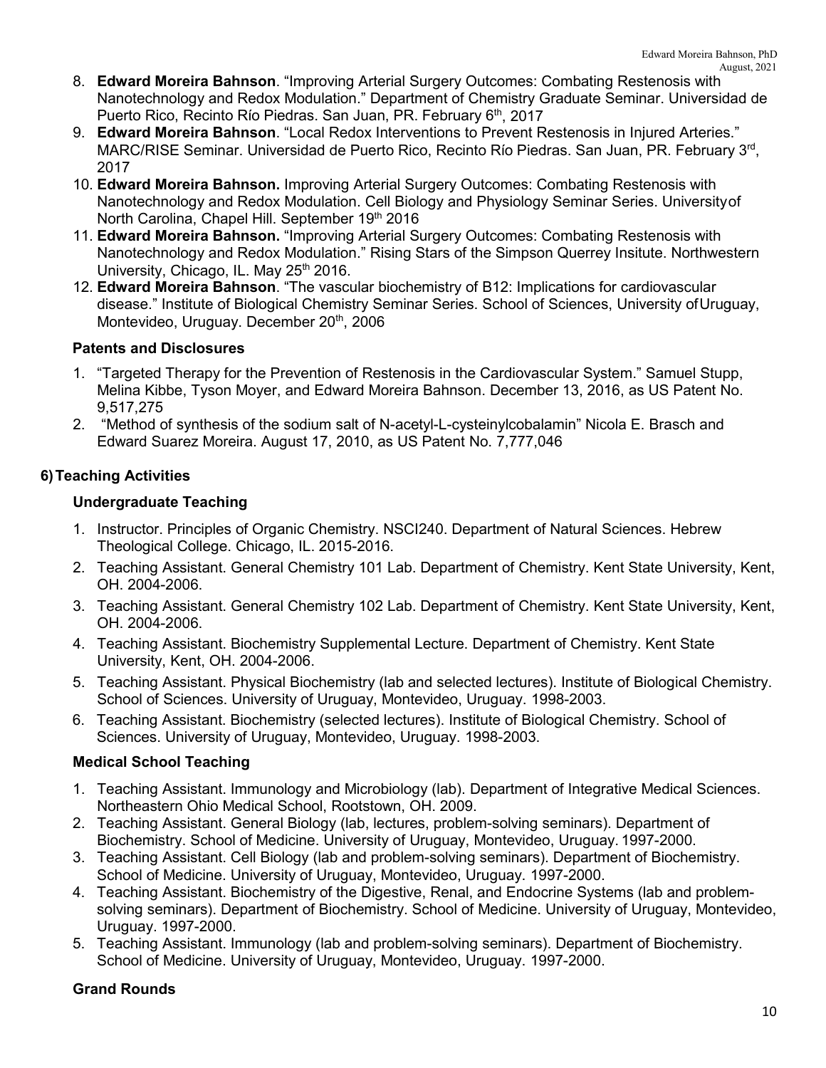8. **Edward Moreira Bahnson**. "Improving Arterial Surgery Outcomes: Combating Restenosis with Nanotechnology and Redox Modulation." Department of Chemistry Graduate Seminar. Universidad de Puerto Rico, Recinto Río Piedras. San Juan, PR. February 6th, 2017
9. **Edward Moreira Bahnson**. "Local Redox Interventions to Prevent Restenosis in Injured Arteries." MARC/RISE Seminar. Universidad de Puerto Rico, Recinto Río Piedras. San Juan, PR. February 3rd, 2017
10. **Edward Moreira Bahnson.** Improving Arterial Surgery Outcomes: Combating Restenosis with Nanotechnology and Redox Modulation. Cell Biology and Physiology Seminar Series. University of North Carolina, Chapel Hill. September 19th 2016
11. **Edward Moreira Bahnson.** "Improving Arterial Surgery Outcomes: Combating Restenosis with Nanotechnology and Redox Modulation." Rising Stars of the Simpson Querrey Insitute. Northwestern University, Chicago, IL. May 25th 2016.
12. **Edward Moreira Bahnson**. "The vascular biochemistry of B12: Implications for cardiovascular disease." Institute of Biological Chemistry Seminar Series. School of Sciences, University of Uruguay, Montevideo, Uruguay. December 20th, 2006

### Patents and Disclosures

1. "Targeted Therapy for the Prevention of Restenosis in the Cardiovascular System." Samuel Stupp, Melina Kibbe, Tyson Moyer, and Edward Moreira Bahnson. December 13, 2016, as US Patent No. 9,517,275
2. "Method of synthesis of the sodium salt of N-acetyl-L-cysteinylcobalamin" Nicola E. Brasch and Edward Suarez Moreira. August 17, 2010, as US Patent No. 7,777,046

## 6) Teaching Activities

### Undergraduate Teaching

1. Instructor. Principles of Organic Chemistry. NSCI240. Department of Natural Sciences. Hebrew Theological College. Chicago, IL. 2015-2016.
2. Teaching Assistant. General Chemistry 101 Lab. Department of Chemistry. Kent State University, Kent, OH. 2004-2006.
3. Teaching Assistant. General Chemistry 102 Lab. Department of Chemistry. Kent State University, Kent, OH. 2004-2006.
4. Teaching Assistant. Biochemistry Supplemental Lecture. Department of Chemistry. Kent State University, Kent, OH. 2004-2006.
5. Teaching Assistant. Physical Biochemistry (lab and selected lectures). Institute of Biological Chemistry. School of Sciences. University of Uruguay, Montevideo, Uruguay. 1998-2003.
6. Teaching Assistant. Biochemistry (selected lectures). Institute of Biological Chemistry. School of Sciences. University of Uruguay, Montevideo, Uruguay. 1998-2003.

### Medical School Teaching

1. Teaching Assistant. Immunology and Microbiology (lab). Department of Integrative Medical Sciences. Northeastern Ohio Medical School, Rootstown, OH. 2009.
2. Teaching Assistant. General Biology (lab, lectures, problem-solving seminars). Department of Biochemistry. School of Medicine. University of Uruguay, Montevideo, Uruguay. 1997-2000.
3. Teaching Assistant. Cell Biology (lab and problem-solving seminars). Department of Biochemistry. School of Medicine. University of Uruguay, Montevideo, Uruguay. 1997-2000.
4. Teaching Assistant. Biochemistry of the Digestive, Renal, and Endocrine Systems (lab and problem-solving seminars). Department of Biochemistry. School of Medicine. University of Uruguay, Montevideo, Uruguay. 1997-2000.
5. Teaching Assistant. Immunology (lab and problem-solving seminars). Department of Biochemistry. School of Medicine. University of Uruguay, Montevideo, Uruguay. 1997-2000.

### Grand Rounds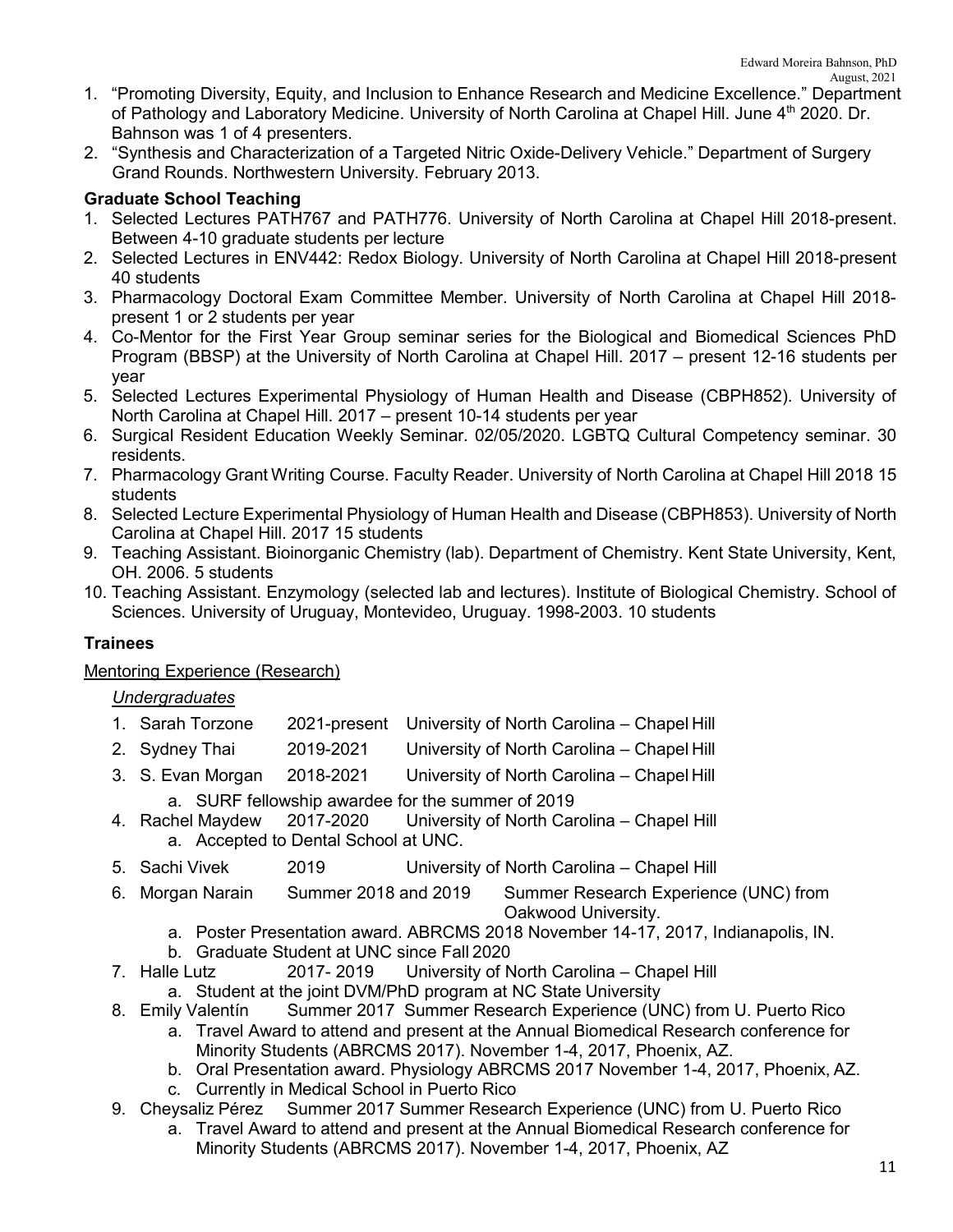1. "Promoting Diversity, Equity, and Inclusion to Enhance Research and Medicine Excellence." Department of Pathology and Laboratory Medicine. University of North Carolina at Chapel Hill. June 4th 2020. Dr. Bahnson was 1 of 4 presenters.
2. "Synthesis and Characterization of a Targeted Nitric Oxide-Delivery Vehicle." Department of Surgery Grand Rounds. Northwestern University. February 2013.

**Graduate School Teaching**

1. Selected Lectures PATH767 and PATH776. University of North Carolina at Chapel Hill 2018-present. Between 4-10 graduate students per lecture
2. Selected Lectures in ENV442: Redox Biology. University of North Carolina at Chapel Hill 2018-present 40 students
3. Pharmacology Doctoral Exam Committee Member. University of North Carolina at Chapel Hill 2018-present 1 or 2 students per year
4. Co-Mentor for the First Year Group seminar series for the Biological and Biomedical Sciences PhD Program (BBSP) at the University of North Carolina at Chapel Hill. 2017 – present 12-16 students per year
5. Selected Lectures Experimental Physiology of Human Health and Disease (CBPH852). University of North Carolina at Chapel Hill. 2017 – present 10-14 students per year
6. Surgical Resident Education Weekly Seminar. 02/05/2020. LGBTQ Cultural Competency seminar. 30 residents.
7. Pharmacology Grant Writing Course. Faculty Reader. University of North Carolina at Chapel Hill 2018 15 students
8. Selected Lecture Experimental Physiology of Human Health and Disease (CBPH853). University of North Carolina at Chapel Hill. 2017 15 students
9. Teaching Assistant. Bioinorganic Chemistry (lab). Department of Chemistry. Kent State University, Kent, OH. 2006. 5 students
10. Teaching Assistant. Enzymology (selected lab and lectures). Institute of Biological Chemistry. School of Sciences. University of Uruguay, Montevideo, Uruguay. 1998-2003. 10 students

## Trainees

Mentoring Experience (Research)

*Undergraduates*

1. Sarah Torzone 2021-present University of North Carolina – Chapel Hill
2. Sydney Thai 2019-2021 University of North Carolina – Chapel Hill
3. S. Evan Morgan 2018-2021 University of North Carolina – Chapel Hill
   a. SURF fellowship awardee for the summer of 2019
4. Rachel Maydew 2017-2020 University of North Carolina – Chapel Hill
   a. Accepted to Dental School at UNC.
5. Sachi Vivek 2019 University of North Carolina – Chapel Hill
6. Morgan Narain Summer 2018 and 2019 Summer Research Experience (UNC) from Oakwood University.
   a. Poster Presentation award. ABRCMS 2018 November 14-17, 2017, Indianapolis, IN.
   b. Graduate Student at UNC since Fall 2020
7. Halle Lutz 2017- 2019 University of North Carolina – Chapel Hill
   a. Student at the joint DVM/PhD program at NC State University
8. Emily Valentín Summer 2017 Summer Research Experience (UNC) from U. Puerto Rico
   a. Travel Award to attend and present at the Annual Biomedical Research conference for Minority Students (ABRCMS 2017). November 1-4, 2017, Phoenix, AZ.
   b. Oral Presentation award. Physiology ABRCMS 2017 November 1-4, 2017, Phoenix, AZ.
   c. Currently in Medical School in Puerto Rico
9. Cheysaliz Pérez Summer 2017 Summer Research Experience (UNC) from U. Puerto Rico
   a. Travel Award to attend and present at the Annual Biomedical Research conference for Minority Students (ABRCMS 2017). November 1-4, 2017, Phoenix, AZ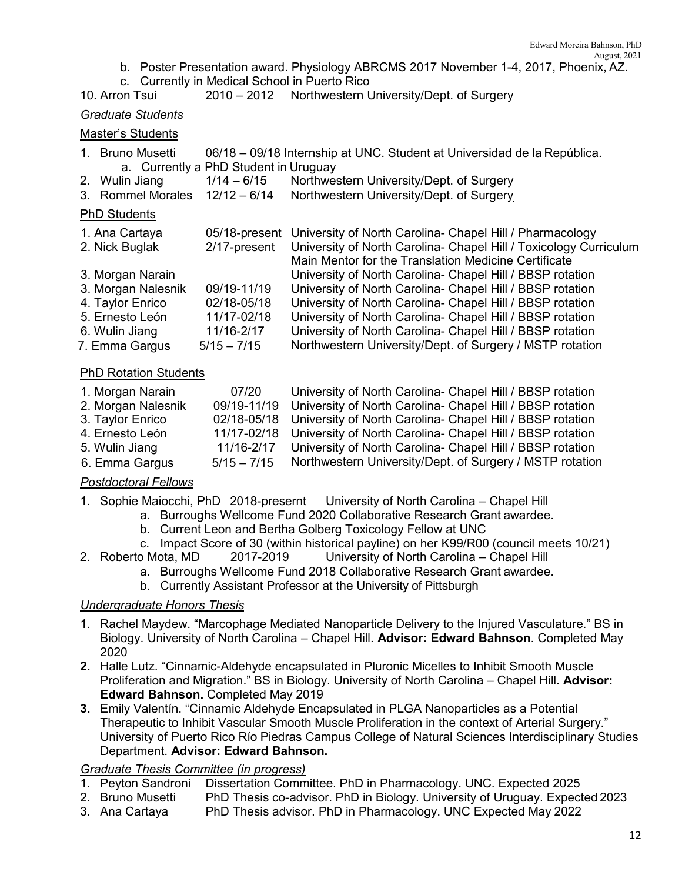b. Poster Presentation award. Physiology ABRCMS 2017 November 1-4, 2017, Phoenix, AZ.
c. Currently in Medical School in Puerto Rico

10. Arron Tsui 2010 – 2012 Northwestern University/Dept. of Surgery

*Graduate Students*

Master's Students

1. Bruno Musetti 06/18 – 09/18 Internship at UNC. Student at Universidad de la República.
   a. Currently a PhD Student in Uruguay
2. Wulin Jiang 1/14 – 6/15 Northwestern University/Dept. of Surgery
3. Rommel Morales 12/12 – 6/14 Northwestern University/Dept. of Surgery

PhD Students

| | | |
|---|---|---|
| 1. Ana Cartaya | 05/18-present | University of North Carolina- Chapel Hill / Pharmacology |
| 2. Nick Buglak | 2/17-present | University of North Carolina- Chapel Hill / Toxicology Curriculum<br>Main Mentor for the Translation Medicine Certificate |
| 3. Morgan Narain | | University of North Carolina- Chapel Hill / BBSP rotation |
| 3. Morgan Nalesnik | 09/19-11/19 | University of North Carolina- Chapel Hill / BBSP rotation |
| 4. Taylor Enrico | 02/18-05/18 | University of North Carolina- Chapel Hill / BBSP rotation |
| 5. Ernesto León | 11/17-02/18 | University of North Carolina- Chapel Hill / BBSP rotation |
| 6. Wulin Jiang | 11/16-2/17 | University of North Carolina- Chapel Hill / BBSP rotation |
| 7. Emma Gargus | 5/15 – 7/15 | Northwestern University/Dept. of Surgery / MSTP rotation |

PhD Rotation Students

| | | |
|---|---|---|
| 1. Morgan Narain | 07/20 | University of North Carolina- Chapel Hill / BBSP rotation |
| 2. Morgan Nalesnik | 09/19-11/19 | University of North Carolina- Chapel Hill / BBSP rotation |
| 3. Taylor Enrico | 02/18-05/18 | University of North Carolina- Chapel Hill / BBSP rotation |
| 4. Ernesto León | 11/17-02/18 | University of North Carolina- Chapel Hill / BBSP rotation |
| 5. Wulin Jiang | 11/16-2/17 | University of North Carolina- Chapel Hill / BBSP rotation |
| 6. Emma Gargus | 5/15 – 7/15 | Northwestern University/Dept. of Surgery / MSTP rotation |

*Postdoctoral Fellows*

1. Sophie Maiocchi, PhD 2018-presernt University of North Carolina – Chapel Hill
   a. Burroughs Wellcome Fund 2020 Collaborative Research Grant awardee.
   b. Current Leon and Bertha Golberg Toxicology Fellow at UNC
   c. Impact Score of 30 (within historical payline) on her K99/R00 (council meets 10/21)
2. Roberto Mota, MD 2017-2019 University of North Carolina – Chapel Hill
   a. Burroughs Wellcome Fund 2018 Collaborative Research Grant awardee.
   b. Currently Assistant Professor at the University of Pittsburgh

*Undergraduate Honors Thesis*

1. Rachel Maydew. "Marcophage Mediated Nanoparticle Delivery to the Injured Vasculature." BS in Biology. University of North Carolina – Chapel Hill. **Advisor: Edward Bahnson**. Completed May 2020
2. Halle Lutz. "Cinnamic-Aldehyde encapsulated in Pluronic Micelles to Inhibit Smooth Muscle Proliferation and Migration." BS in Biology. University of North Carolina – Chapel Hill. **Advisor: Edward Bahnson.** Completed May 2019
3. Emily Valentín. "Cinnamic Aldehyde Encapsulated in PLGA Nanoparticles as a Potential Therapeutic to Inhibit Vascular Smooth Muscle Proliferation in the context of Arterial Surgery." University of Puerto Rico Río Piedras Campus College of Natural Sciences Interdisciplinary Studies Department. **Advisor: Edward Bahnson.**

*Graduate Thesis Committee (in progress)*

1. Peyton Sandroni Dissertation Committee. PhD in Pharmacology. UNC. Expected 2025
2. Bruno Musetti PhD Thesis co-advisor. PhD in Biology. University of Uruguay. Expected 2023
3. Ana Cartaya PhD Thesis advisor. PhD in Pharmacology. UNC Expected May 2022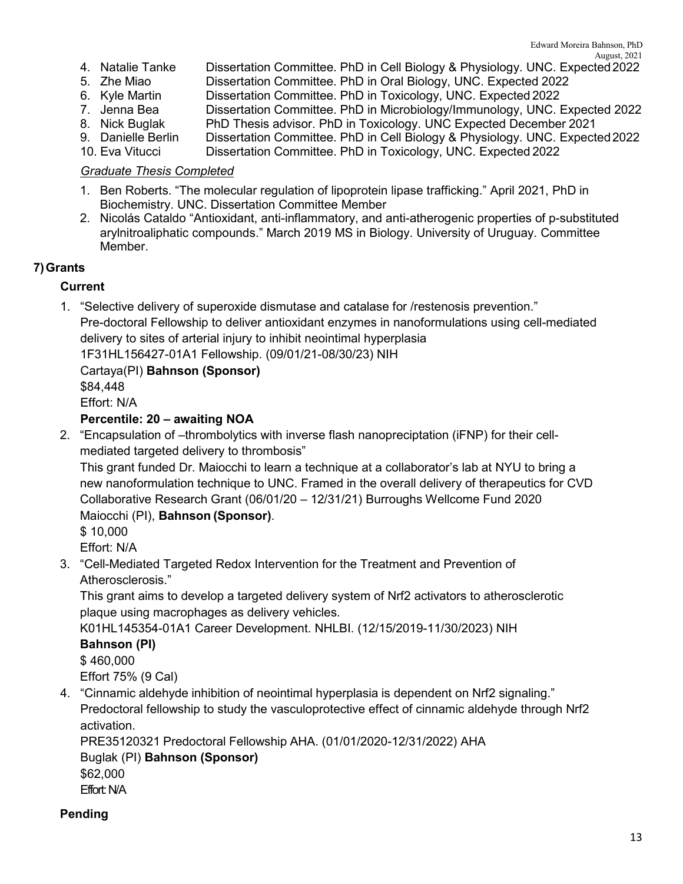4. Natalie Tanke Dissertation Committee. PhD in Cell Biology & Physiology. UNC. Expected 2022
5. Zhe Miao Dissertation Committee. PhD in Oral Biology, UNC. Expected 2022
6. Kyle Martin Dissertation Committee. PhD in Toxicology, UNC. Expected 2022
7. Jenna Bea Dissertation Committee. PhD in Microbiology/Immunology, UNC. Expected 2022
8. Nick Buglak PhD Thesis advisor. PhD in Toxicology. UNC Expected December 2021
9. Danielle Berlin Dissertation Committee. PhD in Cell Biology & Physiology. UNC. Expected 2022
10. Eva Vitucci Dissertation Committee. PhD in Toxicology, UNC. Expected 2022

*Graduate Thesis Completed*

1. Ben Roberts. "The molecular regulation of lipoprotein lipase trafficking." April 2021, PhD in Biochemistry. UNC. Dissertation Committee Member
2. Nicolás Cataldo "Antioxidant, anti-inflammatory, and anti-atherogenic properties of p-substituted arylnitroaliphatic compounds." March 2019 MS in Biology. University of Uruguay. Committee Member.

## 7) Grants

### Current

1. "Selective delivery of superoxide dismutase and catalase for /restenosis prevention."
   Pre-doctoral Fellowship to deliver antioxidant enzymes in nanoformulations using cell-mediated delivery to sites of arterial injury to inhibit neointimal hyperplasia
   1F31HL156427-01A1 Fellowship. (09/01/21-08/30/23) NIH
   Cartaya(PI) **Bahnson (Sponsor)**
   $84,448
   Effort: N/A
   **Percentile: 20 – awaiting NOA**
2. "Encapsulation of –thrombolytics with inverse flash nanopreciptation (iFNP) for their cell-mediated targeted delivery to thrombosis"
   This grant funded Dr. Maiocchi to learn a technique at a collaborator's lab at NYU to bring a new nanoformulation technique to UNC. Framed in the overall delivery of therapeutics for CVD
   Collaborative Research Grant (06/01/20 – 12/31/21) Burroughs Wellcome Fund 2020
   Maiocchi (PI), **Bahnson (Sponsor)**.
   $ 10,000
   Effort: N/A
3. "Cell-Mediated Targeted Redox Intervention for the Treatment and Prevention of Atherosclerosis."
   This grant aims to develop a targeted delivery system of Nrf2 activators to atherosclerotic plaque using macrophages as delivery vehicles.
   K01HL145354-01A1 Career Development. NHLBI. (12/15/2019-11/30/2023) NIH
   **Bahnson (PI)**
   $ 460,000
   Effort 75% (9 Cal)
4. "Cinnamic aldehyde inhibition of neointimal hyperplasia is dependent on Nrf2 signaling."
   Predoctoral fellowship to study the vasculoprotective effect of cinnamic aldehyde through Nrf2 activation.
   PRE35120321 Predoctoral Fellowship AHA. (01/01/2020-12/31/2022) AHA
   Buglak (PI) **Bahnson (Sponsor)**
   $62,000
   Effort: N/A

### Pending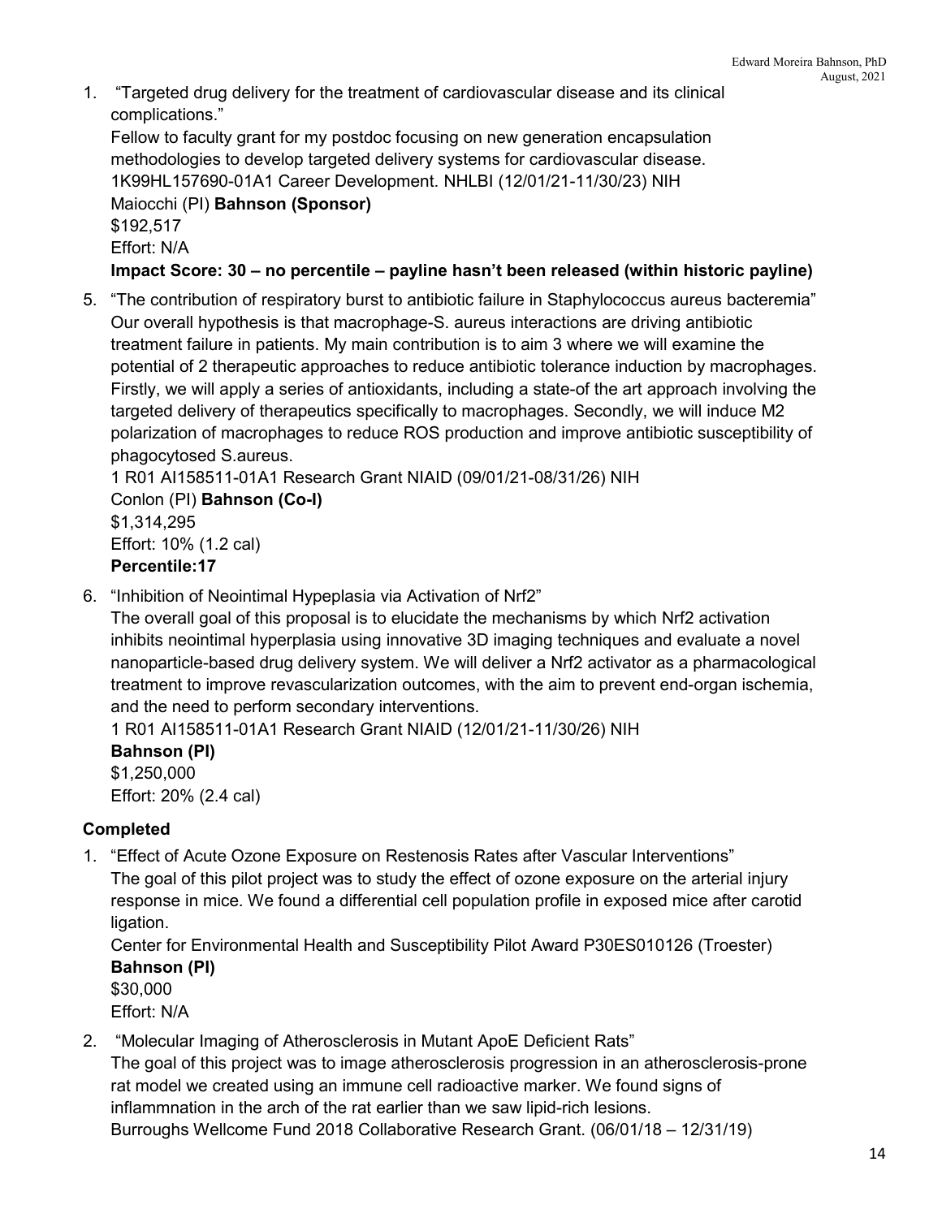1. "Targeted drug delivery for the treatment of cardiovascular disease and its clinical complications."
   Fellow to faculty grant for my postdoc focusing on new generation encapsulation methodologies to develop targeted delivery systems for cardiovascular disease.
   1K99HL157690-01A1 Career Development. NHLBI (12/01/21-11/30/23) NIH
   Maiocchi (PI) **Bahnson (Sponsor)**
   $192,517
   Effort: N/A
   **Impact Score: 30 – no percentile – payline hasn't been released (within historic payline)**

5. "The contribution of respiratory burst to antibiotic failure in Staphylococcus aureus bacteremia"
   Our overall hypothesis is that macrophage-S. aureus interactions are driving antibiotic treatment failure in patients. My main contribution is to aim 3 where we will examine the potential of 2 therapeutic approaches to reduce antibiotic tolerance induction by macrophages. Firstly, we will apply a series of antioxidants, including a state-of the art approach involving the targeted delivery of therapeutics specifically to macrophages. Secondly, we will induce M2 polarization of macrophages to reduce ROS production and improve antibiotic susceptibility of phagocytosed S.aureus.
   1 R01 AI158511-01A1 Research Grant NIAID (09/01/21-08/31/26) NIH
   Conlon (PI) **Bahnson (Co-I)**
   $1,314,295
   Effort: 10% (1.2 cal)
   **Percentile:17**

6. "Inhibition of Neointimal Hypeplasia via Activation of Nrf2"
   The overall goal of this proposal is to elucidate the mechanisms by which Nrf2 activation inhibits neointimal hyperplasia using innovative 3D imaging techniques and evaluate a novel nanoparticle-based drug delivery system. We will deliver a Nrf2 activator as a pharmacological treatment to improve revascularization outcomes, with the aim to prevent end-organ ischemia, and the need to perform secondary interventions.
   1 R01 AI158511-01A1 Research Grant NIAID (12/01/21-11/30/26) NIH
   **Bahnson (PI)**
   $1,250,000
   Effort: 20% (2.4 cal)

**Completed**

1. "Effect of Acute Ozone Exposure on Restenosis Rates after Vascular Interventions"
   The goal of this pilot project was to study the effect of ozone exposure on the arterial injury response in mice. We found a differential cell population profile in exposed mice after carotid ligation.
   Center for Environmental Health and Susceptibility Pilot Award P30ES010126 (Troester)
   **Bahnson (PI)**
   $30,000
   Effort: N/A

2. "Molecular Imaging of Atherosclerosis in Mutant ApoE Deficient Rats"
   The goal of this project was to image atherosclerosis progression in an atherosclerosis-prone rat model we created using an immune cell radioactive marker. We found signs of inflammnation in the arch of the rat earlier than we saw lipid-rich lesions.
   Burroughs Wellcome Fund 2018 Collaborative Research Grant. (06/01/18 – 12/31/19)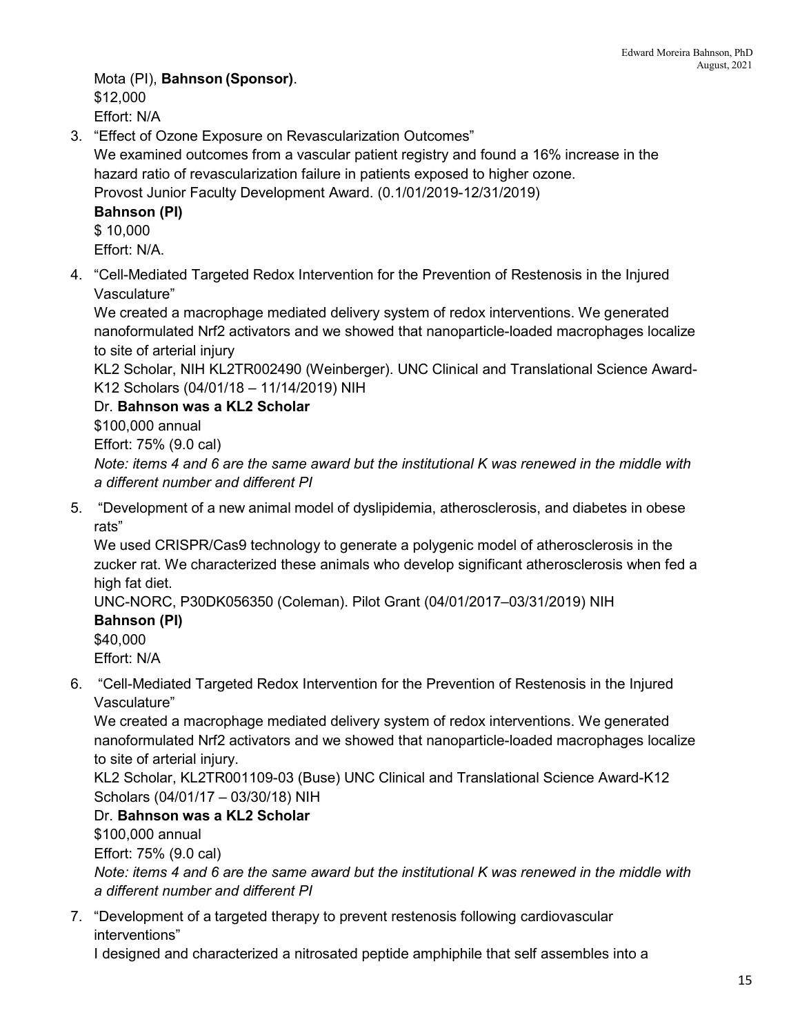Mota (PI), **Bahnson (Sponsor)**.
$12,000
Effort: N/A

3. "Effect of Ozone Exposure on Revascularization Outcomes"
We examined outcomes from a vascular patient registry and found a 16% increase in the hazard ratio of revascularization failure in patients exposed to higher ozone.
Provost Junior Faculty Development Award. (0.1/01/2019-12/31/2019)
**Bahnson (PI)**
$ 10,000
Effort: N/A.

4. "Cell-Mediated Targeted Redox Intervention for the Prevention of Restenosis in the Injured Vasculature"
We created a macrophage mediated delivery system of redox interventions. We generated nanoformulated Nrf2 activators and we showed that nanoparticle-loaded macrophages localize to site of arterial injury
KL2 Scholar, NIH KL2TR002490 (Weinberger). UNC Clinical and Translational Science Award-K12 Scholars (04/01/18 – 11/14/2019) NIH
Dr. **Bahnson was a KL2 Scholar**
$100,000 annual
Effort: 75% (9.0 cal)
*Note: items 4 and 6 are the same award but the institutional K was renewed in the middle with a different number and different PI*

5. "Development of a new animal model of dyslipidemia, atherosclerosis, and diabetes in obese rats"
We used CRISPR/Cas9 technology to generate a polygenic model of atherosclerosis in the zucker rat. We characterized these animals who develop significant atherosclerosis when fed a high fat diet.
UNC-NORC, P30DK056350 (Coleman). Pilot Grant (04/01/2017–03/31/2019) NIH
**Bahnson (PI)**
$40,000
Effort: N/A

6. "Cell-Mediated Targeted Redox Intervention for the Prevention of Restenosis in the Injured Vasculature"
We created a macrophage mediated delivery system of redox interventions. We generated nanoformulated Nrf2 activators and we showed that nanoparticle-loaded macrophages localize to site of arterial injury.
KL2 Scholar, KL2TR001109-03 (Buse) UNC Clinical and Translational Science Award-K12 Scholars (04/01/17 – 03/30/18) NIH
Dr. **Bahnson was a KL2 Scholar**
$100,000 annual
Effort: 75% (9.0 cal)
*Note: items 4 and 6 are the same award but the institutional K was renewed in the middle with a different number and different PI*

7. "Development of a targeted therapy to prevent restenosis following cardiovascular interventions"
I designed and characterized a nitrosated peptide amphiphile that self assembles into a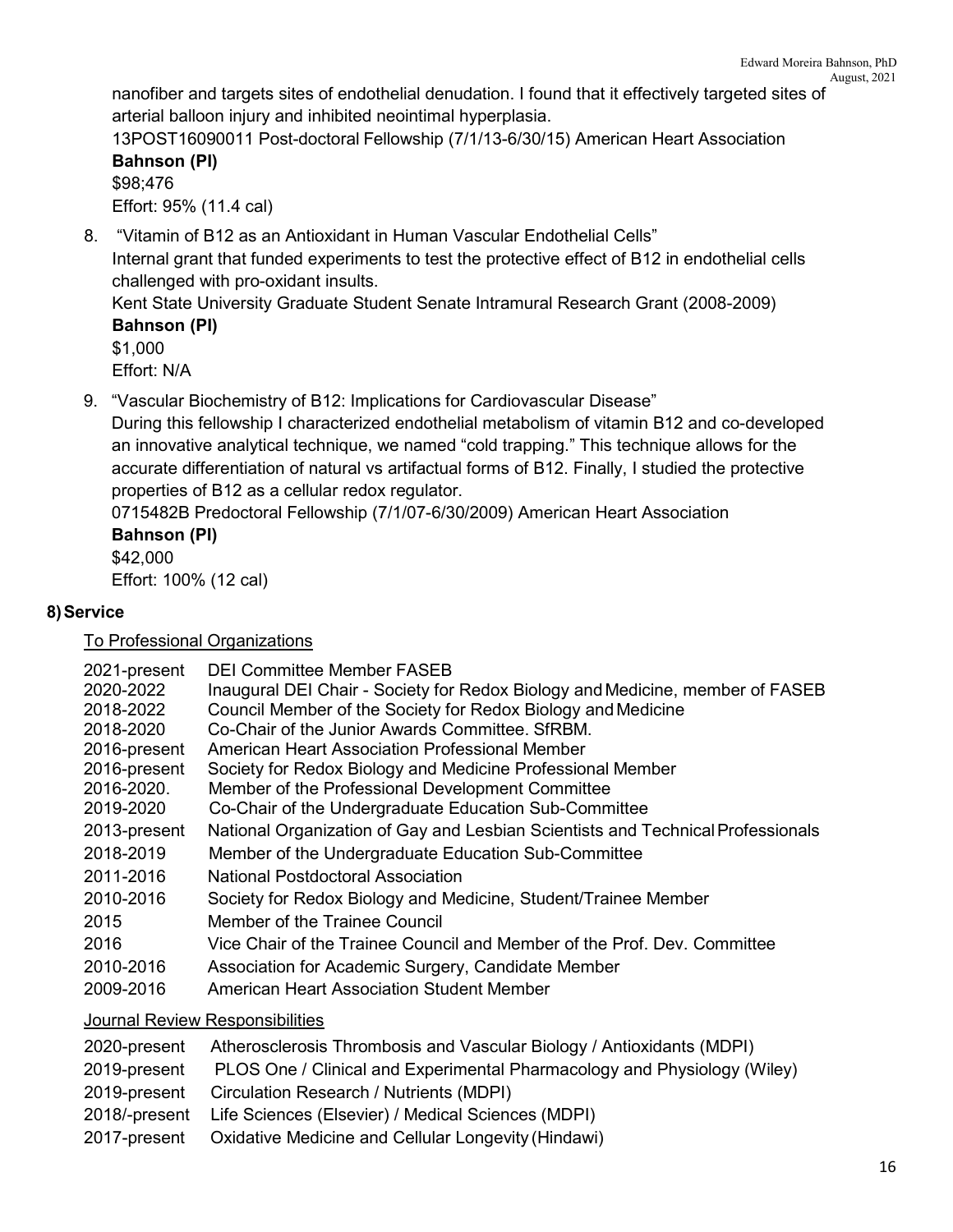nanofiber and targets sites of endothelial denudation. I found that it effectively targeted sites of arterial balloon injury and inhibited neointimal hyperplasia.
13POST16090011 Post-doctoral Fellowship (7/1/13-6/30/15) American Heart Association
**Bahnson (PI)**
$98;476
Effort: 95% (11.4 cal)

8. "Vitamin of B12 as an Antioxidant in Human Vascular Endothelial Cells"
   Internal grant that funded experiments to test the protective effect of B12 in endothelial cells challenged with pro-oxidant insults.
   Kent State University Graduate Student Senate Intramural Research Grant (2008-2009)
   **Bahnson (PI)**
   $1,000
   Effort: N/A

9. "Vascular Biochemistry of B12: Implications for Cardiovascular Disease"
   During this fellowship I characterized endothelial metabolism of vitamin B12 and co-developed an innovative analytical technique, we named "cold trapping." This technique allows for the accurate differentiation of natural vs artifactual forms of B12. Finally, I studied the protective properties of B12 as a cellular redox regulator.
   0715482B Predoctoral Fellowship (7/1/07-6/30/2009) American Heart Association
   **Bahnson (PI)**
   $42,000
   Effort: 100% (12 cal)

## 8) Service

<u>To Professional Organizations</u>

| | |
|---|---|
| 2021-present | DEI Committee Member FASEB |
| 2020-2022 | Inaugural DEI Chair - Society for Redox Biology and Medicine, member of FASEB |
| 2018-2022 | Council Member of the Society for Redox Biology and Medicine |
| 2018-2020 | Co-Chair of the Junior Awards Committee. SfRBM. |
| 2016-present | American Heart Association Professional Member |
| 2016-present | Society for Redox Biology and Medicine Professional Member |
| 2016-2020. | Member of the Professional Development Committee |
| 2019-2020 | Co-Chair of the Undergraduate Education Sub-Committee |
| 2013-present | National Organization of Gay and Lesbian Scientists and Technical Professionals |
| 2018-2019 | Member of the Undergraduate Education Sub-Committee |
| 2011-2016 | National Postdoctoral Association |
| 2010-2016 | Society for Redox Biology and Medicine, Student/Trainee Member |
| 2015 | Member of the Trainee Council |
| 2016 | Vice Chair of the Trainee Council and Member of the Prof. Dev. Committee |
| 2010-2016 | Association for Academic Surgery, Candidate Member |
| 2009-2016 | American Heart Association Student Member |

<u>Journal Review Responsibilities</u>

| | |
|---|---|
| 2020-present | Atherosclerosis Thrombosis and Vascular Biology / Antioxidants (MDPI) |
| 2019-present | PLOS One / Clinical and Experimental Pharmacology and Physiology (Wiley) |
| 2019-present | Circulation Research / Nutrients (MDPI) |
| 2018/-present | Life Sciences (Elsevier) / Medical Sciences (MDPI) |
| 2017-present | Oxidative Medicine and Cellular Longevity (Hindawi) |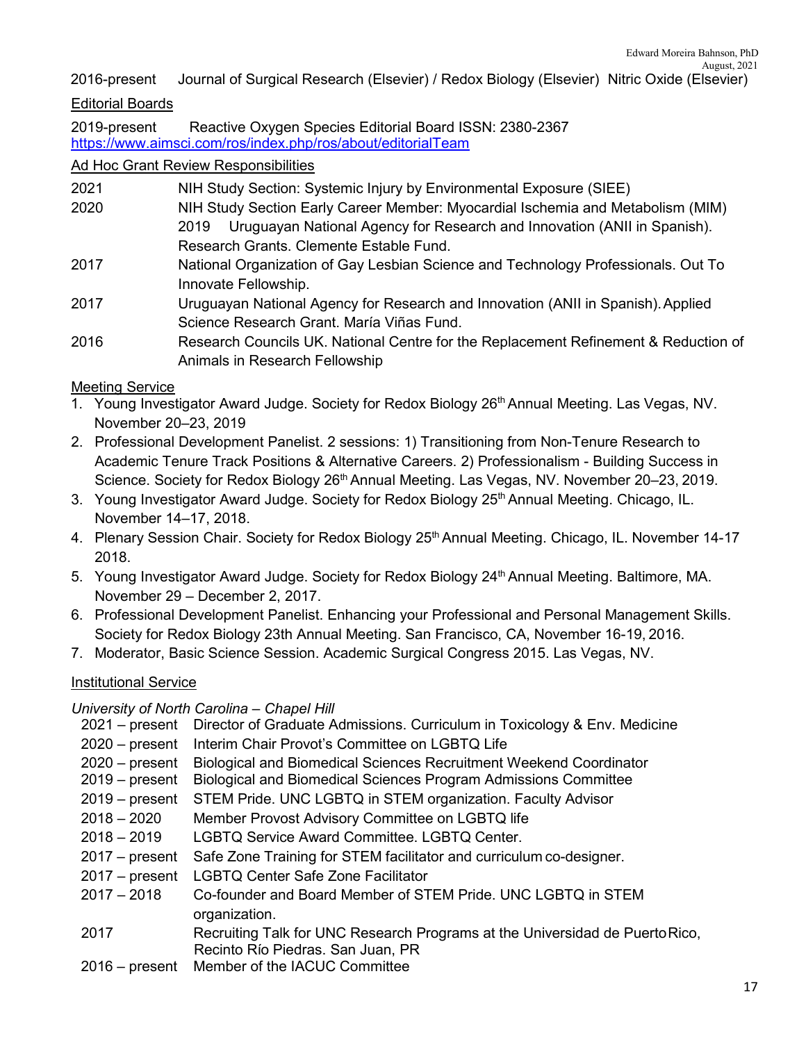2016-present Journal of Surgical Research (Elsevier) / Redox Biology (Elsevier) Nitric Oxide (Elsevier)

Editorial Boards

2019-present Reactive Oxygen Species Editorial Board ISSN: 2380-2367
https://www.aimsci.com/ros/index.php/ros/about/editorialTeam

Ad Hoc Grant Review Responsibilities

| | |
|---|---|
| 2021 | NIH Study Section: Systemic Injury by Environmental Exposure (SIEE) |
| 2020 | NIH Study Section Early Career Member: Myocardial Ischemia and Metabolism (MIM) |
| 2019 | Uruguayan National Agency for Research and Innovation (ANII in Spanish). Research Grants. Clemente Estable Fund. |
| 2017 | National Organization of Gay Lesbian Science and Technology Professionals. Out To Innovate Fellowship. |
| 2017 | Uruguayan National Agency for Research and Innovation (ANII in Spanish). Applied Science Research Grant. María Viñas Fund. |
| 2016 | Research Councils UK. National Centre for the Replacement Refinement & Reduction of Animals in Research Fellowship |

Meeting Service

1. Young Investigator Award Judge. Society for Redox Biology 26th Annual Meeting. Las Vegas, NV. November 20–23, 2019
2. Professional Development Panelist. 2 sessions: 1) Transitioning from Non-Tenure Research to Academic Tenure Track Positions & Alternative Careers. 2) Professionalism - Building Success in Science. Society for Redox Biology 26th Annual Meeting. Las Vegas, NV. November 20–23, 2019.
3. Young Investigator Award Judge. Society for Redox Biology 25th Annual Meeting. Chicago, IL. November 14–17, 2018.
4. Plenary Session Chair. Society for Redox Biology 25th Annual Meeting. Chicago, IL. November 14-17 2018.
5. Young Investigator Award Judge. Society for Redox Biology 24th Annual Meeting. Baltimore, MA. November 29 – December 2, 2017.
6. Professional Development Panelist. Enhancing your Professional and Personal Management Skills. Society for Redox Biology 23th Annual Meeting. San Francisco, CA, November 16-19, 2016.
7. Moderator, Basic Science Session. Academic Surgical Congress 2015. Las Vegas, NV.

Institutional Service

*University of North Carolina – Chapel Hill*

| | |
|---|---|
| 2021 – present | Director of Graduate Admissions. Curriculum in Toxicology & Env. Medicine |
| 2020 – present | Interim Chair Provot's Committee on LGBTQ Life |
| 2020 – present | Biological and Biomedical Sciences Recruitment Weekend Coordinator |
| 2019 – present | Biological and Biomedical Sciences Program Admissions Committee |
| 2019 – present | STEM Pride. UNC LGBTQ in STEM organization. Faculty Advisor |
| 2018 – 2020 | Member Provost Advisory Committee on LGBTQ life |
| 2018 – 2019 | LGBTQ Service Award Committee. LGBTQ Center. |
| 2017 – present | Safe Zone Training for STEM facilitator and curriculum co-designer. |
| 2017 – present | LGBTQ Center Safe Zone Facilitator |
| 2017 – 2018 | Co-founder and Board Member of STEM Pride. UNC LGBTQ in STEM organization. |
| 2017 | Recruiting Talk for UNC Research Programs at the Universidad de Puerto Rico, Recinto Río Piedras. San Juan, PR |
| 2016 – present | Member of the IACUC Committee |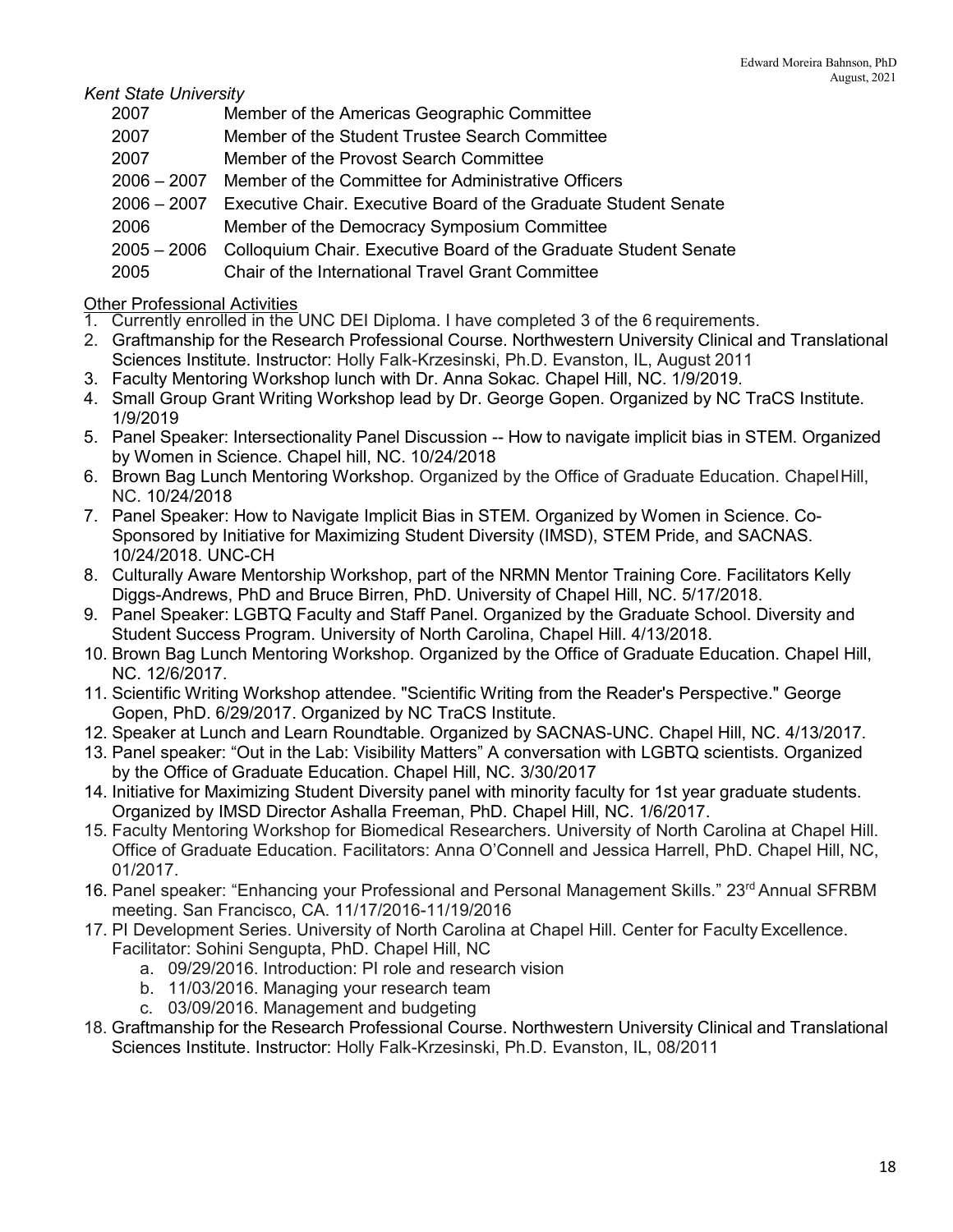*Kent State University*

2007 Member of the Americas Geographic Committee
2007 Member of the Student Trustee Search Committee
2007 Member of the Provost Search Committee
2006 – 2007 Member of the Committee for Administrative Officers
2006 – 2007 Executive Chair. Executive Board of the Graduate Student Senate
2006 Member of the Democracy Symposium Committee
2005 – 2006 Colloquium Chair. Executive Board of the Graduate Student Senate
2005 Chair of the International Travel Grant Committee

Other Professional Activities

1. Currently enrolled in the UNC DEI Diploma. I have completed 3 of the 6 requirements.
2. Graftmanship for the Research Professional Course. Northwestern University Clinical and Translational Sciences Institute. Instructor: Holly Falk-Krzesinski, Ph.D. Evanston, IL, August 2011
3. Faculty Mentoring Workshop lunch with Dr. Anna Sokac. Chapel Hill, NC. 1/9/2019.
4. Small Group Grant Writing Workshop lead by Dr. George Gopen. Organized by NC TraCS Institute. 1/9/2019
5. Panel Speaker: Intersectionality Panel Discussion -- How to navigate implicit bias in STEM. Organized by Women in Science. Chapel hill, NC. 10/24/2018
6. Brown Bag Lunch Mentoring Workshop. Organized by the Office of Graduate Education. ChapelHill, NC. 10/24/2018
7. Panel Speaker: How to Navigate Implicit Bias in STEM. Organized by Women in Science. Co-Sponsored by Initiative for Maximizing Student Diversity (IMSD), STEM Pride, and SACNAS. 10/24/2018. UNC-CH
8. Culturally Aware Mentorship Workshop, part of the NRMN Mentor Training Core. Facilitators Kelly Diggs-Andrews, PhD and Bruce Birren, PhD. University of Chapel Hill, NC. 5/17/2018.
9. Panel Speaker: LGBTQ Faculty and Staff Panel. Organized by the Graduate School. Diversity and Student Success Program. University of North Carolina, Chapel Hill. 4/13/2018.
10. Brown Bag Lunch Mentoring Workshop. Organized by the Office of Graduate Education. Chapel Hill, NC. 12/6/2017.
11. Scientific Writing Workshop attendee. "Scientific Writing from the Reader's Perspective." George Gopen, PhD. 6/29/2017. Organized by NC TraCS Institute.
12. Speaker at Lunch and Learn Roundtable. Organized by SACNAS-UNC. Chapel Hill, NC. 4/13/2017.
13. Panel speaker: "Out in the Lab: Visibility Matters" A conversation with LGBTQ scientists. Organized by the Office of Graduate Education. Chapel Hill, NC. 3/30/2017
14. Initiative for Maximizing Student Diversity panel with minority faculty for 1st year graduate students. Organized by IMSD Director Ashalla Freeman, PhD. Chapel Hill, NC. 1/6/2017.
15. Faculty Mentoring Workshop for Biomedical Researchers. University of North Carolina at Chapel Hill. Office of Graduate Education. Facilitators: Anna O'Connell and Jessica Harrell, PhD. Chapel Hill, NC, 01/2017.
16. Panel speaker: "Enhancing your Professional and Personal Management Skills." 23rd Annual SFRBM meeting. San Francisco, CA. 11/17/2016-11/19/2016
17. PI Development Series. University of North Carolina at Chapel Hill. Center for Faculty Excellence. Facilitator: Sohini Sengupta, PhD. Chapel Hill, NC
    a. 09/29/2016. Introduction: PI role and research vision
    b. 11/03/2016. Managing your research team
    c. 03/09/2016. Management and budgeting
18. Graftmanship for the Research Professional Course. Northwestern University Clinical and Translational Sciences Institute. Instructor: Holly Falk-Krzesinski, Ph.D. Evanston, IL, 08/2011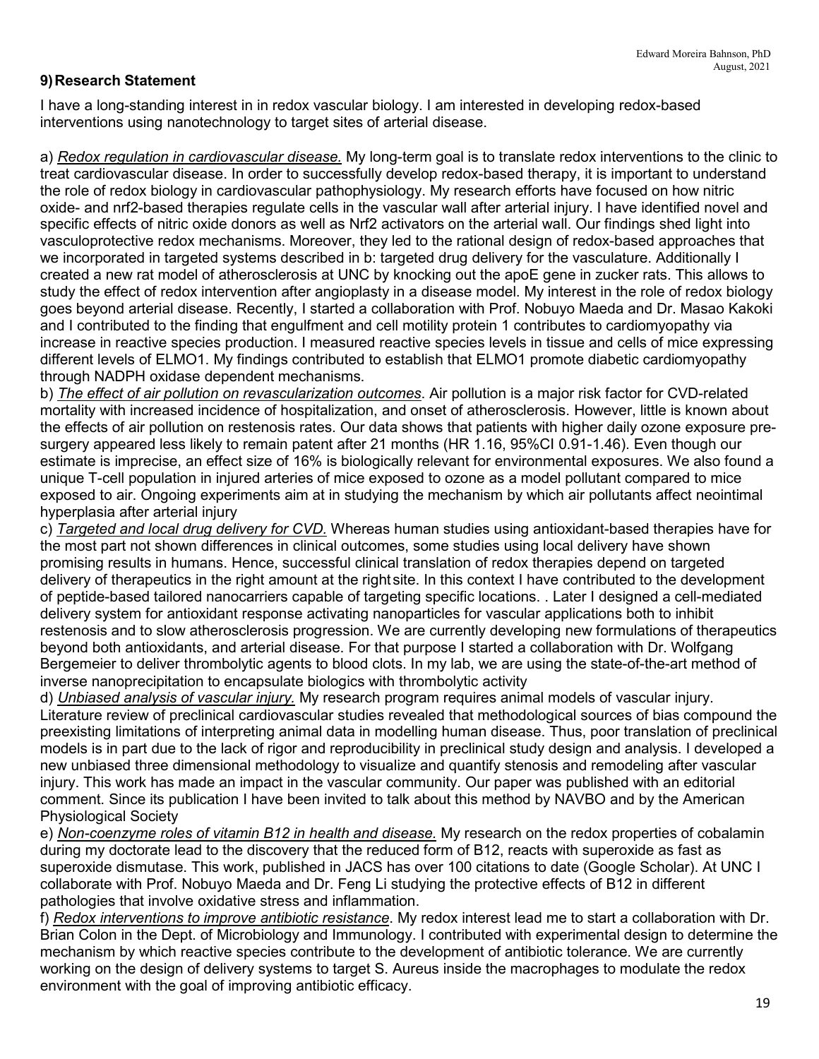## 9) Research Statement

I have a long-standing interest in in redox vascular biology. I am interested in developing redox-based interventions using nanotechnology to target sites of arterial disease.

a) *Redox regulation in cardiovascular disease.* My long-term goal is to translate redox interventions to the clinic to treat cardiovascular disease. In order to successfully develop redox-based therapy, it is important to understand the role of redox biology in cardiovascular pathophysiology. My research efforts have focused on how nitric oxide- and nrf2-based therapies regulate cells in the vascular wall after arterial injury. I have identified novel and specific effects of nitric oxide donors as well as Nrf2 activators on the arterial wall. Our findings shed light into vasculoprotective redox mechanisms. Moreover, they led to the rational design of redox-based approaches that we incorporated in targeted systems described in b: targeted drug delivery for the vasculature. Additionally I created a new rat model of atherosclerosis at UNC by knocking out the apoE gene in zucker rats. This allows to study the effect of redox intervention after angioplasty in a disease model. My interest in the role of redox biology goes beyond arterial disease. Recently, I started a collaboration with Prof. Nobuyo Maeda and Dr. Masao Kakoki and I contributed to the finding that engulfment and cell motility protein 1 contributes to cardiomyopathy via increase in reactive species production. I measured reactive species levels in tissue and cells of mice expressing different levels of ELMO1. My findings contributed to establish that ELMO1 promote diabetic cardiomyopathy through NADPH oxidase dependent mechanisms.

b) *The effect of air pollution on revascularization outcomes*. Air pollution is a major risk factor for CVD-related mortality with increased incidence of hospitalization, and onset of atherosclerosis. However, little is known about the effects of air pollution on restenosis rates. Our data shows that patients with higher daily ozone exposure pre-surgery appeared less likely to remain patent after 21 months (HR 1.16, 95%CI 0.91-1.46). Even though our estimate is imprecise, an effect size of 16% is biologically relevant for environmental exposures. We also found a unique T-cell population in injured arteries of mice exposed to ozone as a model pollutant compared to mice exposed to air. Ongoing experiments aim at in studying the mechanism by which air pollutants affect neointimal hyperplasia after arterial injury

c) *Targeted and local drug delivery for CVD.* Whereas human studies using antioxidant-based therapies have for the most part not shown differences in clinical outcomes, some studies using local delivery have shown promising results in humans. Hence, successful clinical translation of redox therapies depend on targeted delivery of therapeutics in the right amount at the right site. In this context I have contributed to the development of peptide-based tailored nanocarriers capable of targeting specific locations. . Later I designed a cell-mediated delivery system for antioxidant response activating nanoparticles for vascular applications both to inhibit restenosis and to slow atherosclerosis progression. We are currently developing new formulations of therapeutics beyond both antioxidants, and arterial disease. For that purpose I started a collaboration with Dr. Wolfgang Bergemeier to deliver thrombolytic agents to blood clots. In my lab, we are using the state-of-the-art method of inverse nanoprecipitation to encapsulate biologics with thrombolytic activity

d) *Unbiased analysis of vascular injury.* My research program requires animal models of vascular injury. Literature review of preclinical cardiovascular studies revealed that methodological sources of bias compound the preexisting limitations of interpreting animal data in modelling human disease. Thus, poor translation of preclinical models is in part due to the lack of rigor and reproducibility in preclinical study design and analysis. I developed a new unbiased three dimensional methodology to visualize and quantify stenosis and remodeling after vascular injury. This work has made an impact in the vascular community. Our paper was published with an editorial comment. Since its publication I have been invited to talk about this method by NAVBO and by the American Physiological Society

e) *Non-coenzyme roles of vitamin B12 in health and disease.* My research on the redox properties of cobalamin during my doctorate lead to the discovery that the reduced form of B12, reacts with superoxide as fast as superoxide dismutase. This work, published in JACS has over 100 citations to date (Google Scholar). At UNC I collaborate with Prof. Nobuyo Maeda and Dr. Feng Li studying the protective effects of B12 in different pathologies that involve oxidative stress and inflammation.

f) *Redox interventions to improve antibiotic resistance*. My redox interest lead me to start a collaboration with Dr. Brian Colon in the Dept. of Microbiology and Immunology. I contributed with experimental design to determine the mechanism by which reactive species contribute to the development of antibiotic tolerance. We are currently working on the design of delivery systems to target S. Aureus inside the macrophages to modulate the redox environment with the goal of improving antibiotic efficacy.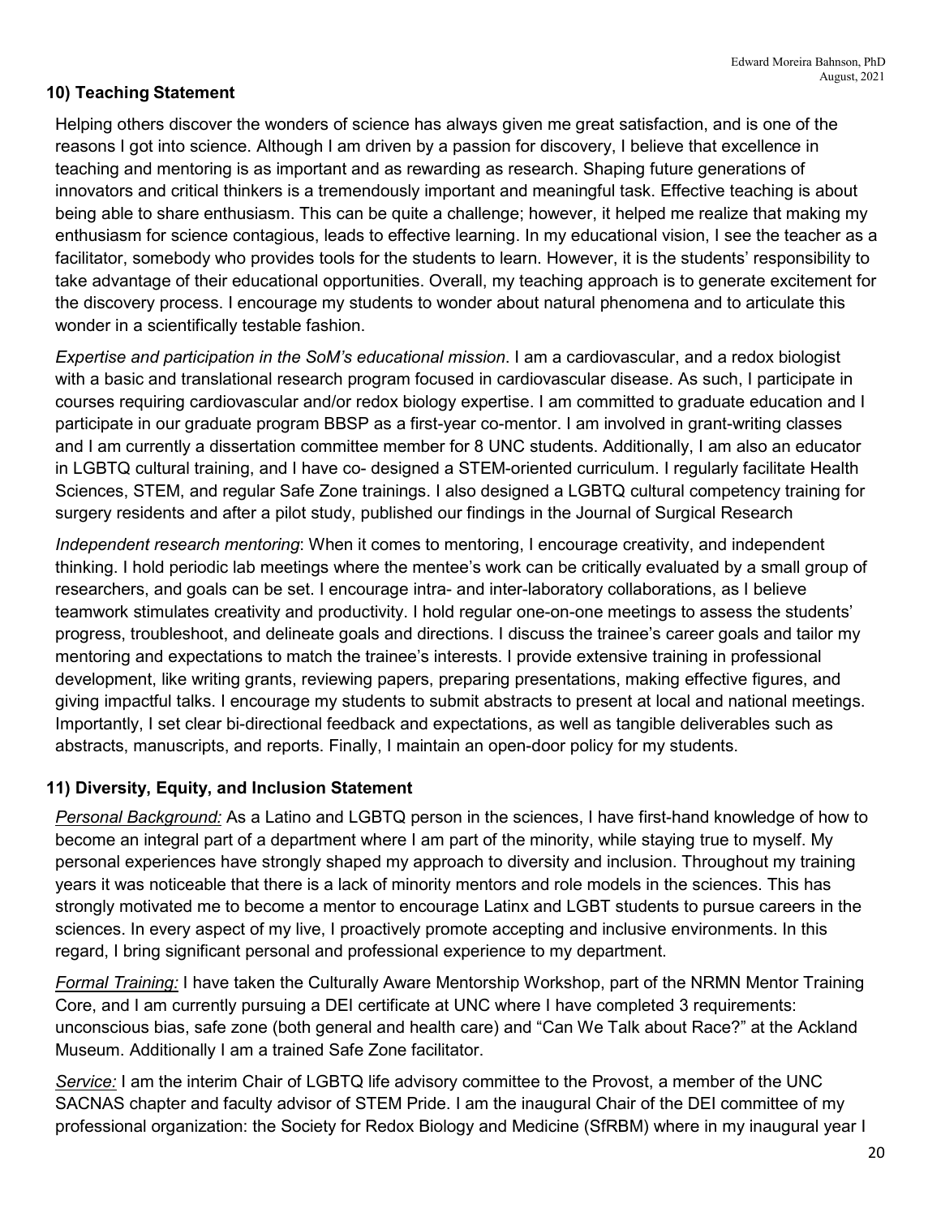## 10) Teaching Statement

Helping others discover the wonders of science has always given me great satisfaction, and is one of the reasons I got into science. Although I am driven by a passion for discovery, I believe that excellence in teaching and mentoring is as important and as rewarding as research. Shaping future generations of innovators and critical thinkers is a tremendously important and meaningful task. Effective teaching is about being able to share enthusiasm. This can be quite a challenge; however, it helped me realize that making my enthusiasm for science contagious, leads to effective learning. In my educational vision, I see the teacher as a facilitator, somebody who provides tools for the students to learn. However, it is the students' responsibility to take advantage of their educational opportunities. Overall, my teaching approach is to generate excitement for the discovery process. I encourage my students to wonder about natural phenomena and to articulate this wonder in a scientifically testable fashion.

*Expertise and participation in the SoM's educational mission*. I am a cardiovascular, and a redox biologist with a basic and translational research program focused in cardiovascular disease. As such, I participate in courses requiring cardiovascular and/or redox biology expertise. I am committed to graduate education and I participate in our graduate program BBSP as a first-year co-mentor. I am involved in grant-writing classes and I am currently a dissertation committee member for 8 UNC students. Additionally, I am also an educator in LGBTQ cultural training, and I have co- designed a STEM-oriented curriculum. I regularly facilitate Health Sciences, STEM, and regular Safe Zone trainings. I also designed a LGBTQ cultural competency training for surgery residents and after a pilot study, published our findings in the Journal of Surgical Research

*Independent research mentoring*: When it comes to mentoring, I encourage creativity, and independent thinking. I hold periodic lab meetings where the mentee's work can be critically evaluated by a small group of researchers, and goals can be set. I encourage intra- and inter-laboratory collaborations, as I believe teamwork stimulates creativity and productivity. I hold regular one-on-one meetings to assess the students' progress, troubleshoot, and delineate goals and directions. I discuss the trainee's career goals and tailor my mentoring and expectations to match the trainee's interests. I provide extensive training in professional development, like writing grants, reviewing papers, preparing presentations, making effective figures, and giving impactful talks. I encourage my students to submit abstracts to present at local and national meetings. Importantly, I set clear bi-directional feedback and expectations, as well as tangible deliverables such as abstracts, manuscripts, and reports. Finally, I maintain an open-door policy for my students.

## 11) Diversity, Equity, and Inclusion Statement

*Personal Background:* As a Latino and LGBTQ person in the sciences, I have first-hand knowledge of how to become an integral part of a department where I am part of the minority, while staying true to myself. My personal experiences have strongly shaped my approach to diversity and inclusion. Throughout my training years it was noticeable that there is a lack of minority mentors and role models in the sciences. This has strongly motivated me to become a mentor to encourage Latinx and LGBT students to pursue careers in the sciences. In every aspect of my live, I proactively promote accepting and inclusive environments. In this regard, I bring significant personal and professional experience to my department.

*Formal Training:* I have taken the Culturally Aware Mentorship Workshop, part of the NRMN Mentor Training Core, and I am currently pursuing a DEI certificate at UNC where I have completed 3 requirements: unconscious bias, safe zone (both general and health care) and "Can We Talk about Race?" at the Ackland Museum. Additionally I am a trained Safe Zone facilitator.

*Service:* I am the interim Chair of LGBTQ life advisory committee to the Provost, a member of the UNC SACNAS chapter and faculty advisor of STEM Pride. I am the inaugural Chair of the DEI committee of my professional organization: the Society for Redox Biology and Medicine (SfRBM) where in my inaugural year I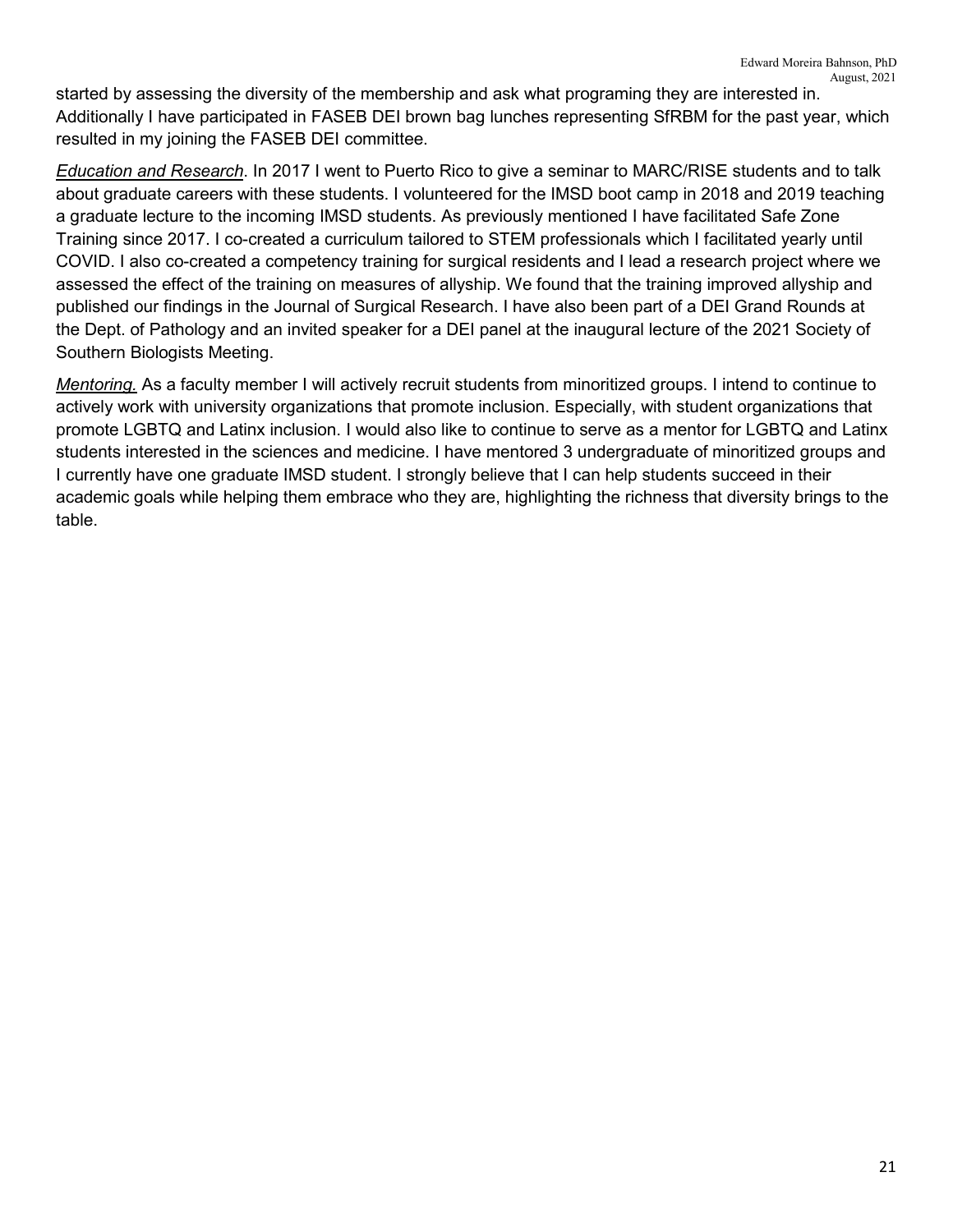started by assessing the diversity of the membership and ask what programing they are interested in. Additionally I have participated in FASEB DEI brown bag lunches representing SfRBM for the past year, which resulted in my joining the FASEB DEI committee.

*Education and Research*. In 2017 I went to Puerto Rico to give a seminar to MARC/RISE students and to talk about graduate careers with these students. I volunteered for the IMSD boot camp in 2018 and 2019 teaching a graduate lecture to the incoming IMSD students. As previously mentioned I have facilitated Safe Zone Training since 2017. I co-created a curriculum tailored to STEM professionals which I facilitated yearly until COVID. I also co-created a competency training for surgical residents and I lead a research project where we assessed the effect of the training on measures of allyship. We found that the training improved allyship and published our findings in the Journal of Surgical Research. I have also been part of a DEI Grand Rounds at the Dept. of Pathology and an invited speaker for a DEI panel at the inaugural lecture of the 2021 Society of Southern Biologists Meeting.

*Mentoring.* As a faculty member I will actively recruit students from minoritized groups. I intend to continue to actively work with university organizations that promote inclusion. Especially, with student organizations that promote LGBTQ and Latinx inclusion. I would also like to continue to serve as a mentor for LGBTQ and Latinx students interested in the sciences and medicine. I have mentored 3 undergraduate of minoritized groups and I currently have one graduate IMSD student. I strongly believe that I can help students succeed in their academic goals while helping them embrace who they are, highlighting the richness that diversity brings to the table.